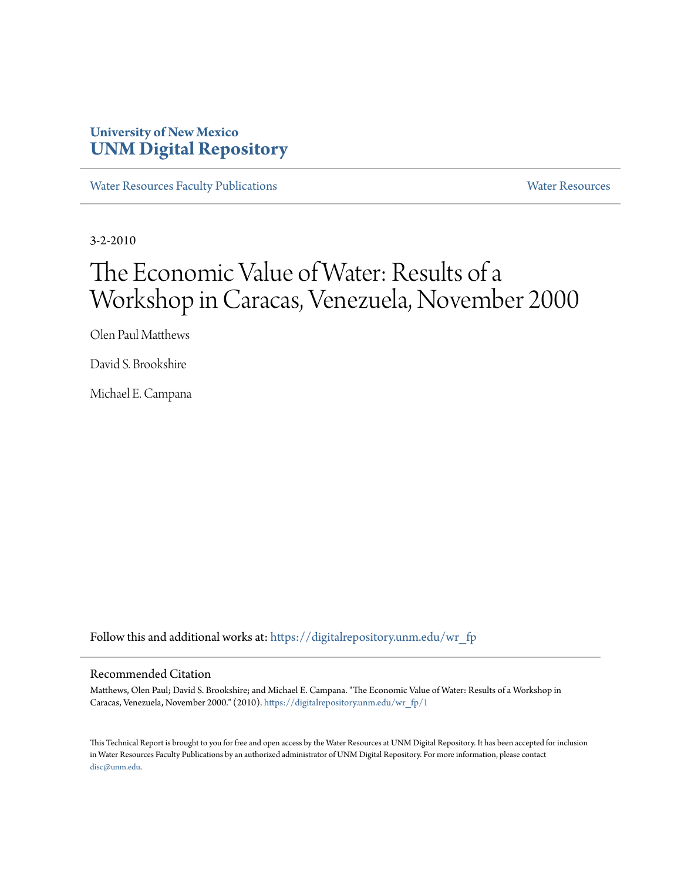University of New Mexico
**UNM Digital Repository**

Water Resources Faculty Publications | Water Resources

3-2-2010

# The Economic Value of Water: Results of a Workshop in Caracas, Venezuela, November 2000

Olen Paul Matthews

David S. Brookshire

Michael E. Campana

Follow this and additional works at: https://digitalrepository.unm.edu/wr_fp

## Recommended Citation

Matthews, Olen Paul; David S. Brookshire; and Michael E. Campana. "The Economic Value of Water: Results of a Workshop in Caracas, Venezuela, November 2000." (2010). https://digitalrepository.unm.edu/wr_fp/1

This Technical Report is brought to you for free and open access by the Water Resources at UNM Digital Repository. It has been accepted for inclusion in Water Resources Faculty Publications by an authorized administrator of UNM Digital Repository. For more information, please contact disc@unm.edu.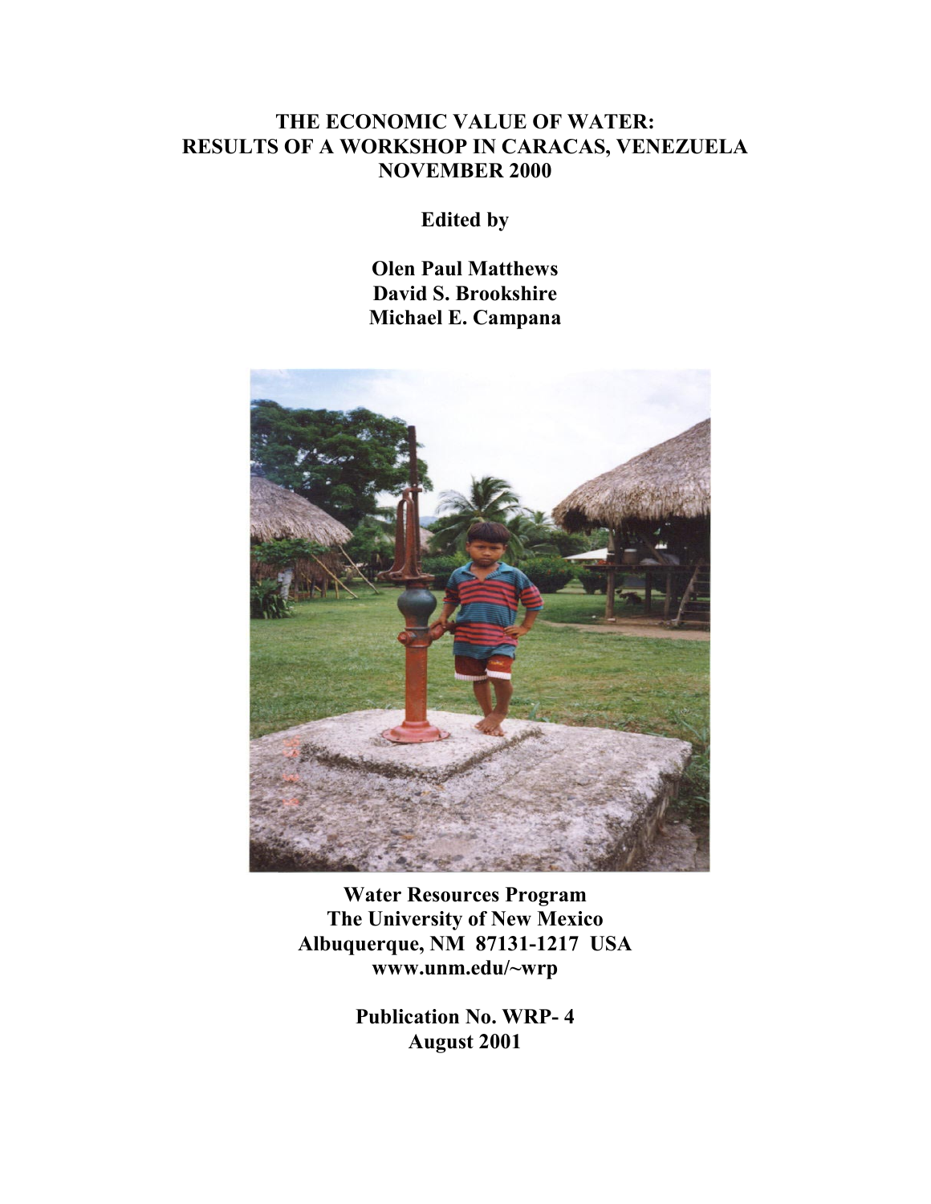# THE ECONOMIC VALUE OF WATER: RESULTS OF A WORKSHOP IN CARACAS, VENEZUELA NOVEMBER 2000

**Edited by**

**Olen Paul Matthews**
**David S. Brookshire**
**Michael E. Campana**

**Water Resources Program**
**The University of New Mexico**
**Albuquerque, NM 87131-1217 USA**
**www.unm.edu/~wrp**

**Publication No. WRP- 4**
**August 2001**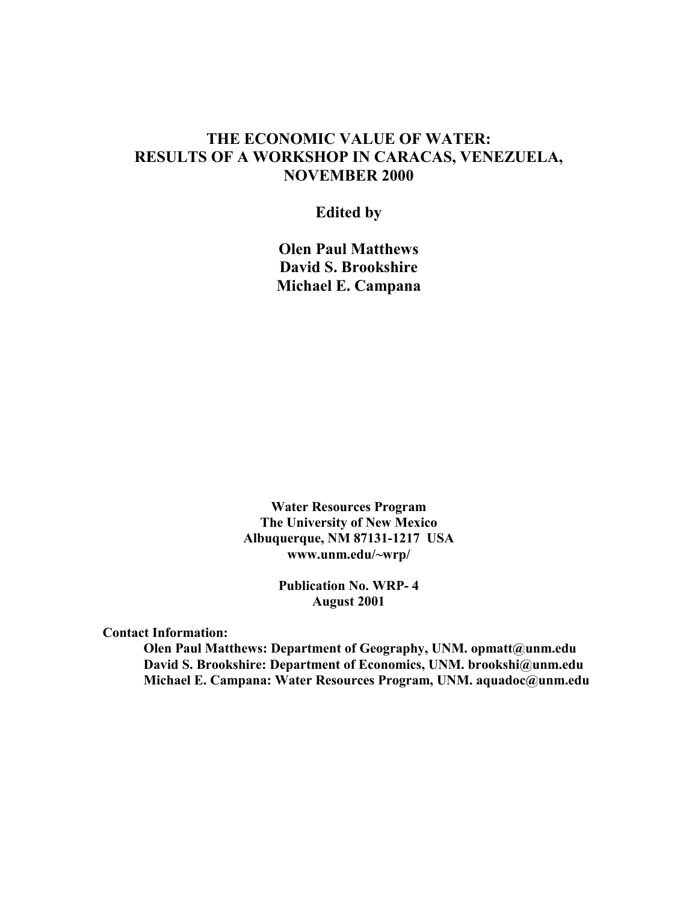# THE ECONOMIC VALUE OF WATER: RESULTS OF A WORKSHOP IN CARACAS, VENEZUELA, NOVEMBER 2000

**Edited by**

**Olen Paul Matthews**
**David S. Brookshire**
**Michael E. Campana**

**Water Resources Program**
**The University of New Mexico**
**Albuquerque, NM 87131-1217 USA**
**www.unm.edu/~wrp/**

**Publication No. WRP- 4**
**August 2001**

**Contact Information:**

**Olen Paul Matthews: Department of Geography, UNM. opmatt@unm.edu**
**David S. Brookshire: Department of Economics, UNM. brookshi@unm.edu**
**Michael E. Campana: Water Resources Program, UNM. aquadoc@unm.edu**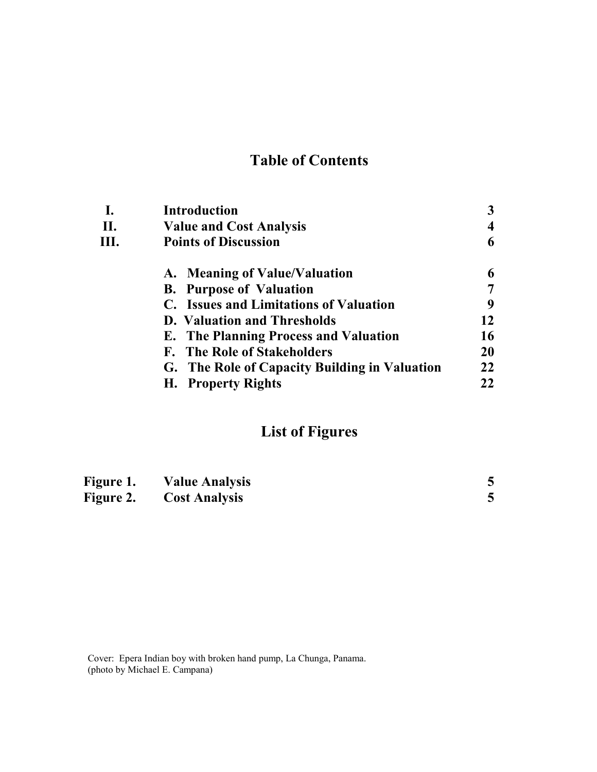# Table of Contents

| | | |
|---|---|---|
| **I.** | **Introduction** | **3** |
| **II.** | **Value and Cost Analysis** | **4** |
| **III.** | **Points of Discussion** | **6** |
| | **A. Meaning of Value/Valuation** | **6** |
| | **B. Purpose of Valuation** | **7** |
| | **C. Issues and Limitations of Valuation** | **9** |
| | **D. Valuation and Thresholds** | **12** |
| | **E. The Planning Process and Valuation** | **16** |
| | **F. The Role of Stakeholders** | **20** |
| | **G. The Role of Capacity Building in Valuation** | **22** |
| | **H. Property Rights** | **22** |

# List of Figures

| | | |
|---|---|---|
| **Figure 1.** | **Value Analysis** | **5** |
| **Figure 2.** | **Cost Analysis** | **5** |

Cover: Epera Indian boy with broken hand pump, La Chunga, Panama.
(photo by Michael E. Campana)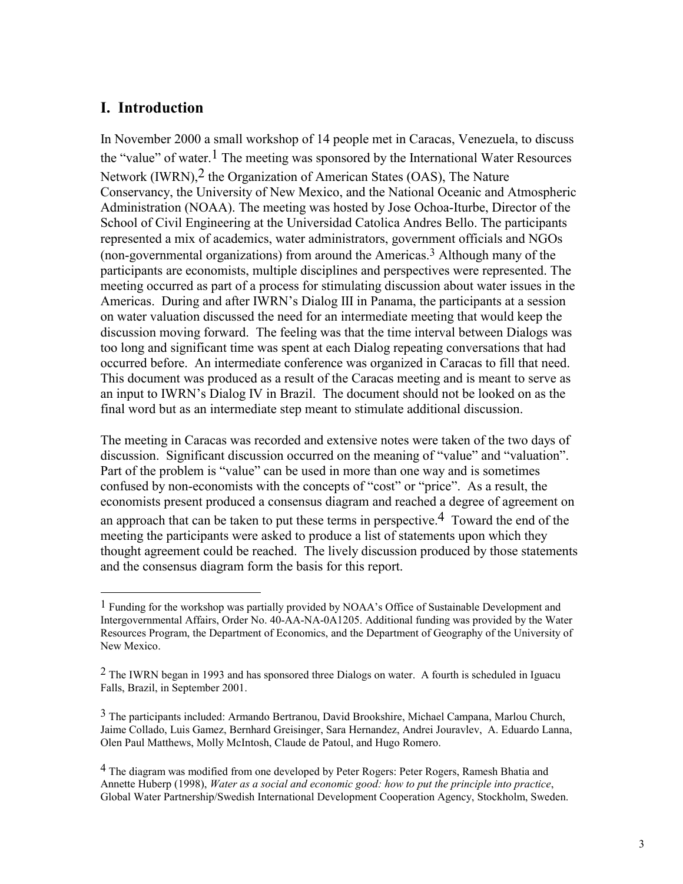## I. Introduction

In November 2000 a small workshop of 14 people met in Caracas, Venezuela, to discuss the "value" of water.[1] The meeting was sponsored by the International Water Resources Network (IWRN),[2] the Organization of American States (OAS), The Nature Conservancy, the University of New Mexico, and the National Oceanic and Atmospheric Administration (NOAA). The meeting was hosted by Jose Ochoa-Iturbe, Director of the School of Civil Engineering at the Universidad Catolica Andres Bello. The participants represented a mix of academics, water administrators, government officials and NGOs (non-governmental organizations) from around the Americas.[3] Although many of the participants are economists, multiple disciplines and perspectives were represented. The meeting occurred as part of a process for stimulating discussion about water issues in the Americas. During and after IWRN's Dialog III in Panama, the participants at a session on water valuation discussed the need for an intermediate meeting that would keep the discussion moving forward. The feeling was that the time interval between Dialogs was too long and significant time was spent at each Dialog repeating conversations that had occurred before. An intermediate conference was organized in Caracas to fill that need. This document was produced as a result of the Caracas meeting and is meant to serve as an input to IWRN's Dialog IV in Brazil. The document should not be looked on as the final word but as an intermediate step meant to stimulate additional discussion.

The meeting in Caracas was recorded and extensive notes were taken of the two days of discussion. Significant discussion occurred on the meaning of "value" and "valuation". Part of the problem is "value" can be used in more than one way and is sometimes confused by non-economists with the concepts of "cost" or "price". As a result, the economists present produced a consensus diagram and reached a degree of agreement on an approach that can be taken to put these terms in perspective.[4] Toward the end of the meeting the participants were asked to produce a list of statements upon which they thought agreement could be reached. The lively discussion produced by those statements and the consensus diagram form the basis for this report.

---

[1] Funding for the workshop was partially provided by NOAA's Office of Sustainable Development and Intergovernmental Affairs, Order No. 40-AA-NA-0A1205. Additional funding was provided by the Water Resources Program, the Department of Economics, and the Department of Geography of the University of New Mexico.

[2] The IWRN began in 1993 and has sponsored three Dialogs on water. A fourth is scheduled in Iguacu Falls, Brazil, in September 2001.

[3] The participants included: Armando Bertranou, David Brookshire, Michael Campana, Marlou Church, Jaime Collado, Luis Gamez, Bernhard Greisinger, Sara Hernandez, Andrei Jouravlev, A. Eduardo Lanna, Olen Paul Matthews, Molly McIntosh, Claude de Patoul, and Hugo Romero.

[4] The diagram was modified from one developed by Peter Rogers: Peter Rogers, Ramesh Bhatia and Annette Huberp (1998), *Water as a social and economic good: how to put the principle into practice*, Global Water Partnership/Swedish International Development Cooperation Agency, Stockholm, Sweden.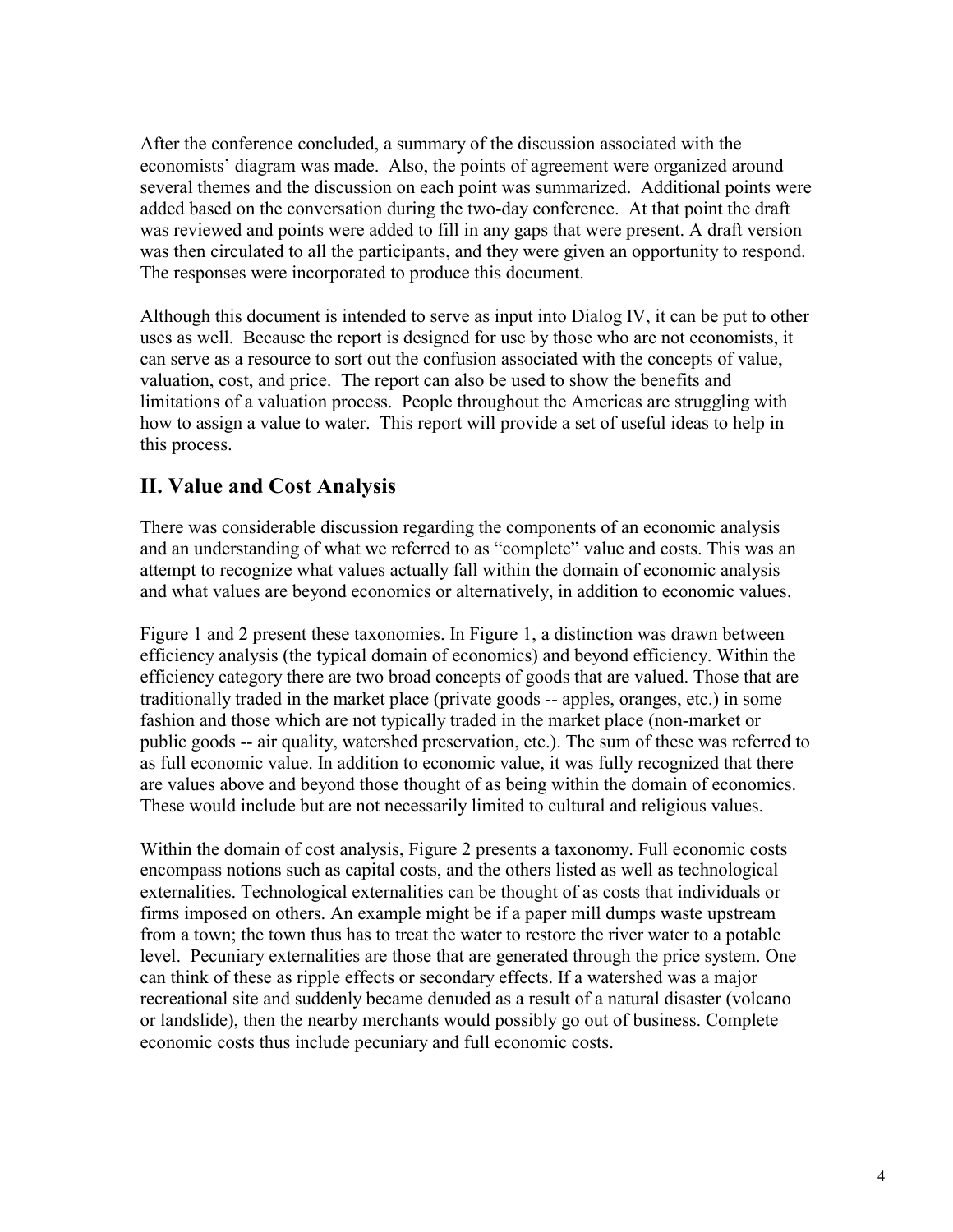After the conference concluded, a summary of the discussion associated with the economists' diagram was made. Also, the points of agreement were organized around several themes and the discussion on each point was summarized. Additional points were added based on the conversation during the two-day conference. At that point the draft was reviewed and points were added to fill in any gaps that were present. A draft version was then circulated to all the participants, and they were given an opportunity to respond. The responses were incorporated to produce this document.

Although this document is intended to serve as input into Dialog IV, it can be put to other uses as well. Because the report is designed for use by those who are not economists, it can serve as a resource to sort out the confusion associated with the concepts of value, valuation, cost, and price. The report can also be used to show the benefits and limitations of a valuation process. People throughout the Americas are struggling with how to assign a value to water. This report will provide a set of useful ideas to help in this process.

## II. Value and Cost Analysis

There was considerable discussion regarding the components of an economic analysis and an understanding of what we referred to as "complete" value and costs. This was an attempt to recognize what values actually fall within the domain of economic analysis and what values are beyond economics or alternatively, in addition to economic values.

Figure 1 and 2 present these taxonomies. In Figure 1, a distinction was drawn between efficiency analysis (the typical domain of economics) and beyond efficiency. Within the efficiency category there are two broad concepts of goods that are valued. Those that are traditionally traded in the market place (private goods -- apples, oranges, etc.) in some fashion and those which are not typically traded in the market place (non-market or public goods -- air quality, watershed preservation, etc.). The sum of these was referred to as full economic value. In addition to economic value, it was fully recognized that there are values above and beyond those thought of as being within the domain of economics. These would include but are not necessarily limited to cultural and religious values.

Within the domain of cost analysis, Figure 2 presents a taxonomy. Full economic costs encompass notions such as capital costs, and the others listed as well as technological externalities. Technological externalities can be thought of as costs that individuals or firms imposed on others. An example might be if a paper mill dumps waste upstream from a town; the town thus has to treat the water to restore the river water to a potable level. Pecuniary externalities are those that are generated through the price system. One can think of these as ripple effects or secondary effects. If a watershed was a major recreational site and suddenly became denuded as a result of a natural disaster (volcano or landslide), then the nearby merchants would possibly go out of business. Complete economic costs thus include pecuniary and full economic costs.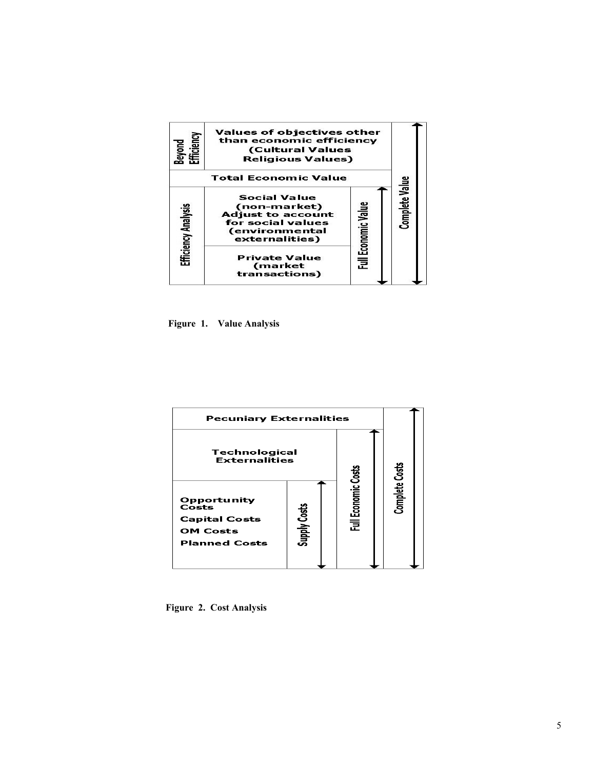| Beyond Efficiency | Values of objectives other than economic efficiency (Cultural Values Religious Values) | | Complete Value |
|---|---|---|---|
| Total Economic Value | | | |
| Efficiency Analysis | Social Value (non-market) Adjust to account for social values (environmental externalities) | Full Economic Value | |
| | Private Value (market transactions) | | |

**Figure 1. Value Analysis**

| Pecuniary Externalities | | | Complete Costs |
|---|---|---|---|
| Technological Externalities | | Full Economic Costs | |
| Opportunity Costs<br>Capital Costs<br>OM Costs<br>Planned Costs | Supply Costs | | |

**Figure 2. Cost Analysis**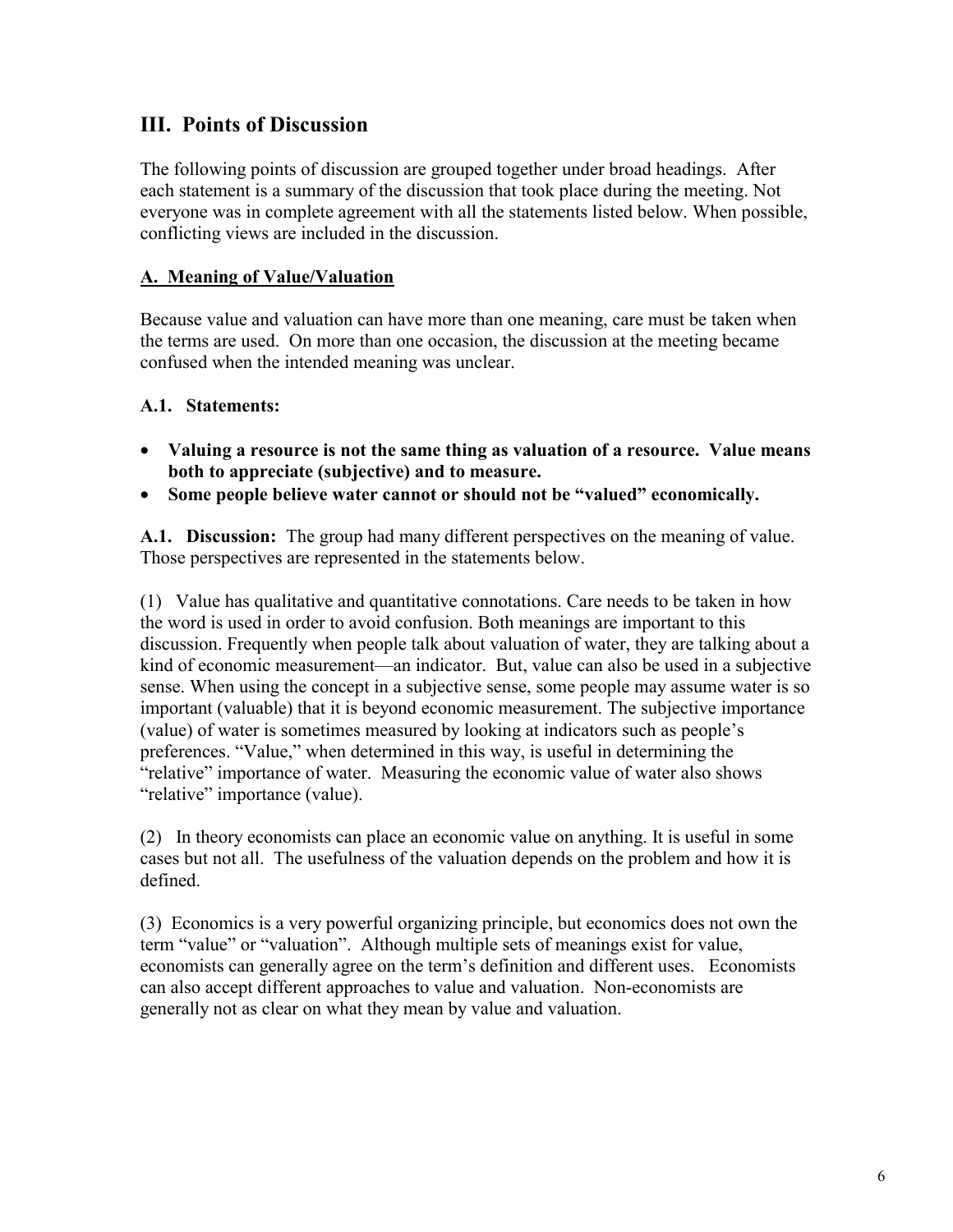## III. Points of Discussion

The following points of discussion are grouped together under broad headings. After each statement is a summary of the discussion that took place during the meeting. Not everyone was in complete agreement with all the statements listed below. When possible, conflicting views are included in the discussion.

### A. Meaning of Value/Valuation

Because value and valuation can have more than one meaning, care must be taken when the terms are used. On more than one occasion, the discussion at the meeting became confused when the intended meaning was unclear.

#### A.1. Statements:

- **Valuing a resource is not the same thing as valuation of a resource. Value means both to appreciate (subjective) and to measure.**
- **Some people believe water cannot or should not be "valued" economically.**

**A.1. Discussion:** The group had many different perspectives on the meaning of value. Those perspectives are represented in the statements below.

(1) Value has qualitative and quantitative connotations. Care needs to be taken in how the word is used in order to avoid confusion. Both meanings are important to this discussion. Frequently when people talk about valuation of water, they are talking about a kind of economic measurement—an indicator. But, value can also be used in a subjective sense. When using the concept in a subjective sense, some people may assume water is so important (valuable) that it is beyond economic measurement. The subjective importance (value) of water is sometimes measured by looking at indicators such as people's preferences. "Value," when determined in this way, is useful in determining the "relative" importance of water. Measuring the economic value of water also shows "relative" importance (value).

(2) In theory economists can place an economic value on anything. It is useful in some cases but not all. The usefulness of the valuation depends on the problem and how it is defined.

(3) Economics is a very powerful organizing principle, but economics does not own the term "value" or "valuation". Although multiple sets of meanings exist for value, economists can generally agree on the term's definition and different uses. Economists can also accept different approaches to value and valuation. Non-economists are generally not as clear on what they mean by value and valuation.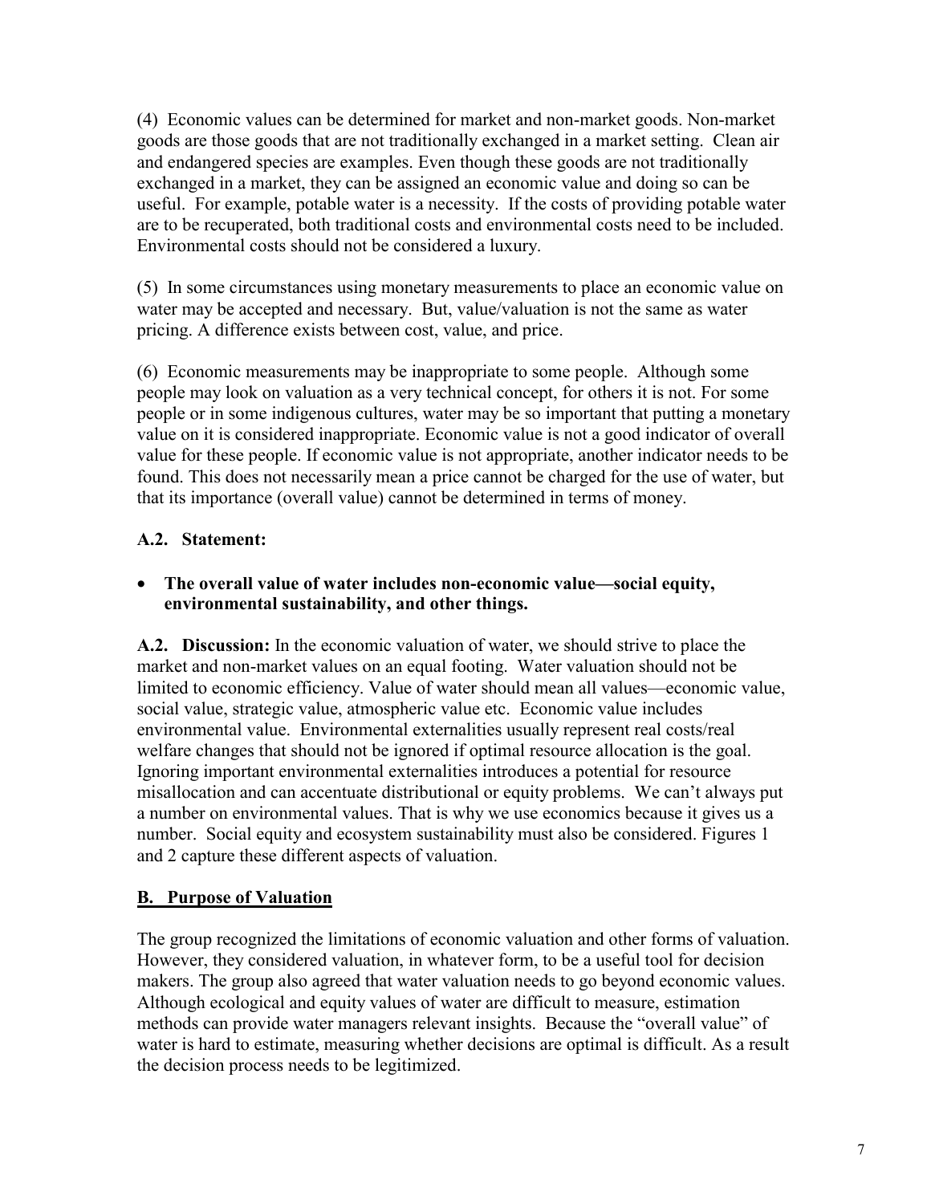(4) Economic values can be determined for market and non-market goods. Non-market goods are those goods that are not traditionally exchanged in a market setting. Clean air and endangered species are examples. Even though these goods are not traditionally exchanged in a market, they can be assigned an economic value and doing so can be useful. For example, potable water is a necessity. If the costs of providing potable water are to be recuperated, both traditional costs and environmental costs need to be included. Environmental costs should not be considered a luxury.

(5) In some circumstances using monetary measurements to place an economic value on water may be accepted and necessary. But, value/valuation is not the same as water pricing. A difference exists between cost, value, and price.

(6) Economic measurements may be inappropriate to some people. Although some people may look on valuation as a very technical concept, for others it is not. For some people or in some indigenous cultures, water may be so important that putting a monetary value on it is considered inappropriate. Economic value is not a good indicator of overall value for these people. If economic value is not appropriate, another indicator needs to be found. This does not necessarily mean a price cannot be charged for the use of water, but that its importance (overall value) cannot be determined in terms of money.

### A.2. Statement:

- **The overall value of water includes non-economic value—social equity, environmental sustainability, and other things.**

**A.2. Discussion:** In the economic valuation of water, we should strive to place the market and non-market values on an equal footing. Water valuation should not be limited to economic efficiency. Value of water should mean all values—economic value, social value, strategic value, atmospheric value etc. Economic value includes environmental value. Environmental externalities usually represent real costs/real welfare changes that should not be ignored if optimal resource allocation is the goal. Ignoring important environmental externalities introduces a potential for resource misallocation and can accentuate distributional or equity problems. We can't always put a number on environmental values. That is why we use economics because it gives us a number. Social equity and ecosystem sustainability must also be considered. Figures 1 and 2 capture these different aspects of valuation.

## B. Purpose of Valuation

The group recognized the limitations of economic valuation and other forms of valuation. However, they considered valuation, in whatever form, to be a useful tool for decision makers. The group also agreed that water valuation needs to go beyond economic values. Although ecological and equity values of water are difficult to measure, estimation methods can provide water managers relevant insights. Because the "overall value" of water is hard to estimate, measuring whether decisions are optimal is difficult. As a result the decision process needs to be legitimized.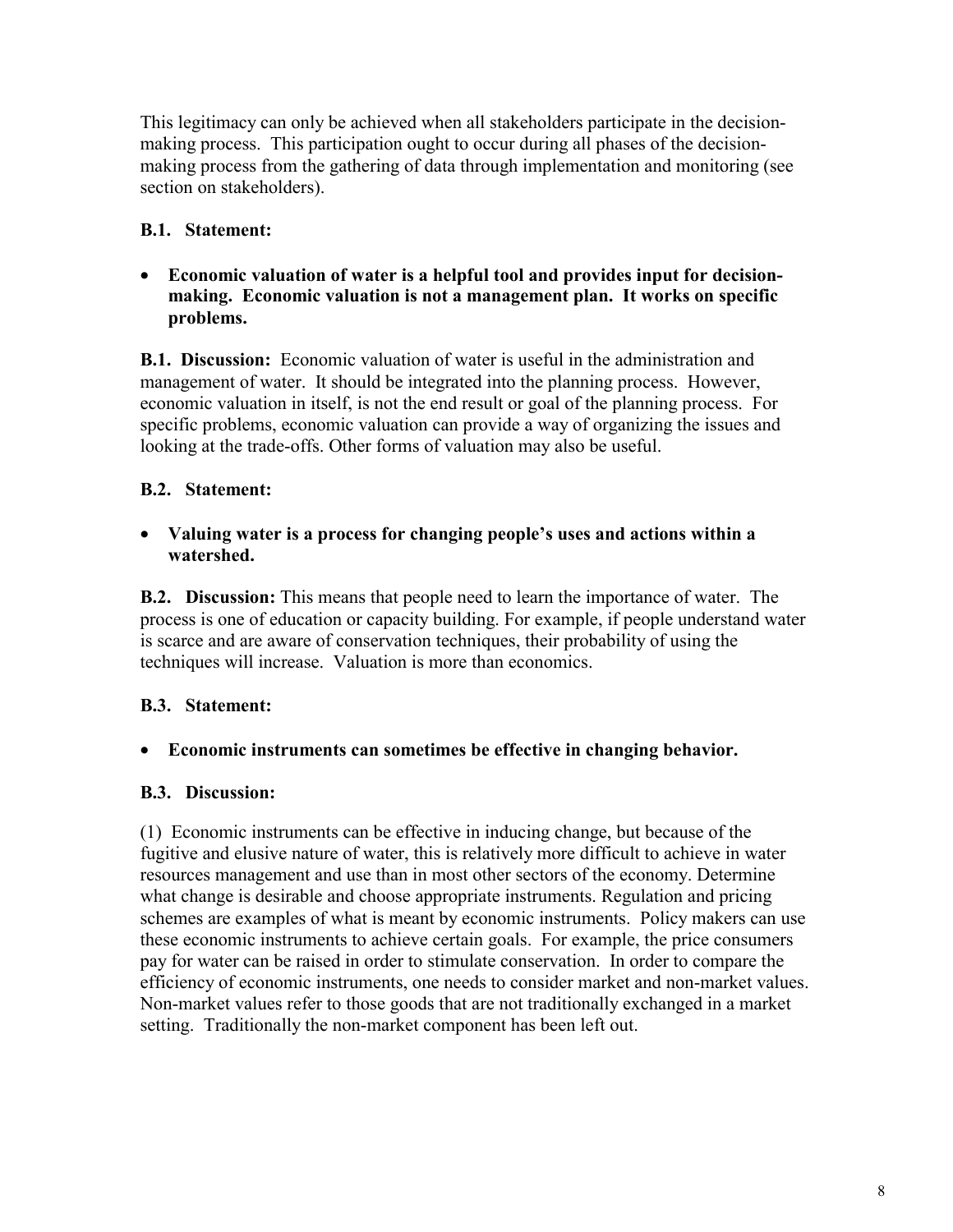This legitimacy can only be achieved when all stakeholders participate in the decision-making process. This participation ought to occur during all phases of the decision-making process from the gathering of data through implementation and monitoring (see section on stakeholders).

**B.1. Statement:**

- **Economic valuation of water is a helpful tool and provides input for decision-making. Economic valuation is not a management plan. It works on specific problems.**

**B.1. Discussion:** Economic valuation of water is useful in the administration and management of water. It should be integrated into the planning process. However, economic valuation in itself, is not the end result or goal of the planning process. For specific problems, economic valuation can provide a way of organizing the issues and looking at the trade-offs. Other forms of valuation may also be useful.

**B.2. Statement:**

- **Valuing water is a process for changing people's uses and actions within a watershed.**

**B.2. Discussion:** This means that people need to learn the importance of water. The process is one of education or capacity building. For example, if people understand water is scarce and are aware of conservation techniques, their probability of using the techniques will increase. Valuation is more than economics.

**B.3. Statement:**

- **Economic instruments can sometimes be effective in changing behavior.**

**B.3. Discussion:**

(1) Economic instruments can be effective in inducing change, but because of the fugitive and elusive nature of water, this is relatively more difficult to achieve in water resources management and use than in most other sectors of the economy. Determine what change is desirable and choose appropriate instruments. Regulation and pricing schemes are examples of what is meant by economic instruments. Policy makers can use these economic instruments to achieve certain goals. For example, the price consumers pay for water can be raised in order to stimulate conservation. In order to compare the efficiency of economic instruments, one needs to consider market and non-market values. Non-market values refer to those goods that are not traditionally exchanged in a market setting. Traditionally the non-market component has been left out.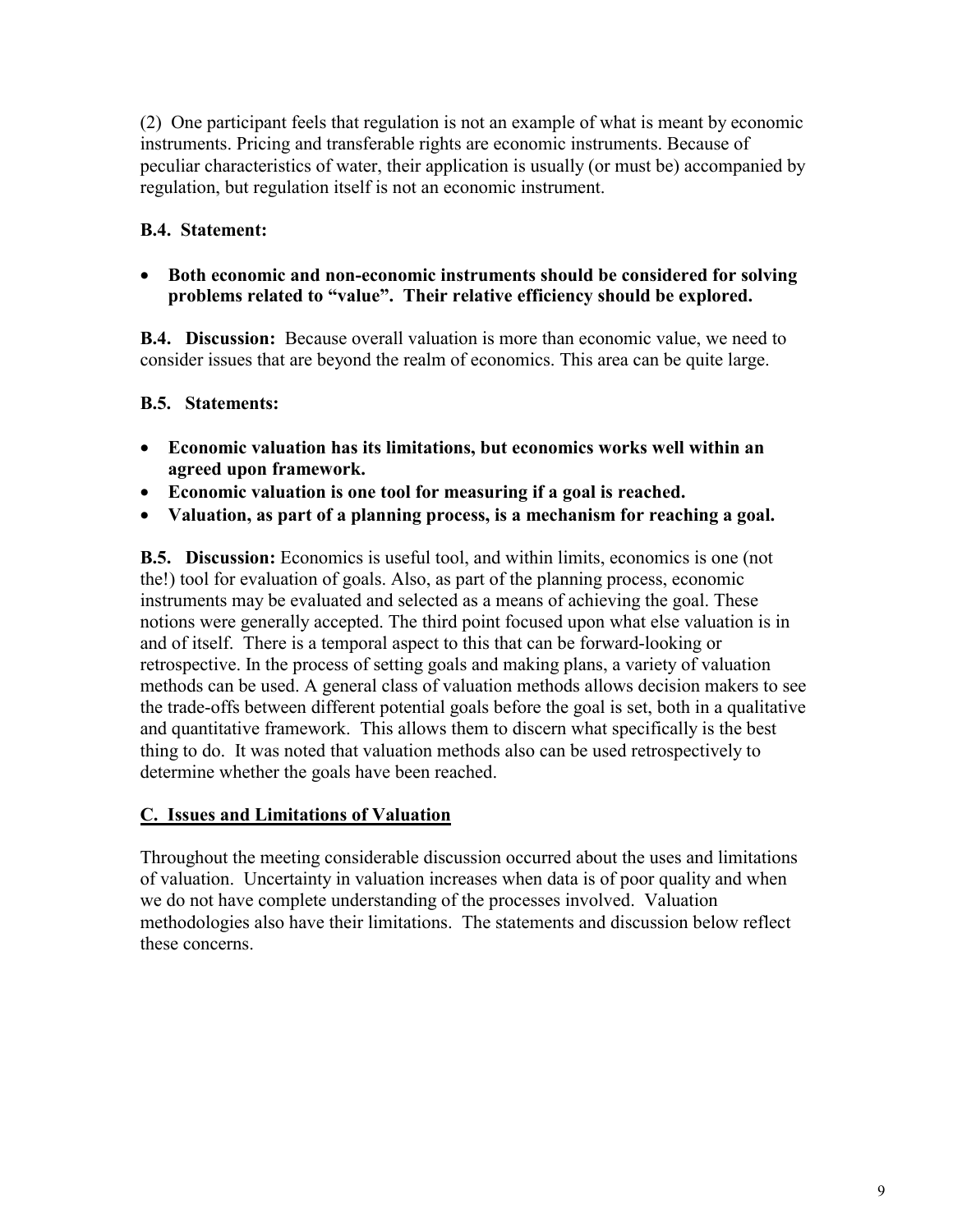(2) One participant feels that regulation is not an example of what is meant by economic instruments. Pricing and transferable rights are economic instruments. Because of peculiar characteristics of water, their application is usually (or must be) accompanied by regulation, but regulation itself is not an economic instrument.

**B.4. Statement:**

- **Both economic and non-economic instruments should be considered for solving problems related to "value". Their relative efficiency should be explored.**

**B.4. Discussion:** Because overall valuation is more than economic value, we need to consider issues that are beyond the realm of economics. This area can be quite large.

**B.5. Statements:**

- **Economic valuation has its limitations, but economics works well within an agreed upon framework.**
- **Economic valuation is one tool for measuring if a goal is reached.**
- **Valuation, as part of a planning process, is a mechanism for reaching a goal.**

**B.5. Discussion:** Economics is useful tool, and within limits, economics is one (not the!) tool for evaluation of goals. Also, as part of the planning process, economic instruments may be evaluated and selected as a means of achieving the goal. These notions were generally accepted. The third point focused upon what else valuation is in and of itself. There is a temporal aspect to this that can be forward-looking or retrospective. In the process of setting goals and making plans, a variety of valuation methods can be used. A general class of valuation methods allows decision makers to see the trade-offs between different potential goals before the goal is set, both in a qualitative and quantitative framework. This allows them to discern what specifically is the best thing to do. It was noted that valuation methods also can be used retrospectively to determine whether the goals have been reached.

## C. Issues and Limitations of Valuation

Throughout the meeting considerable discussion occurred about the uses and limitations of valuation. Uncertainty in valuation increases when data is of poor quality and when we do not have complete understanding of the processes involved. Valuation methodologies also have their limitations. The statements and discussion below reflect these concerns.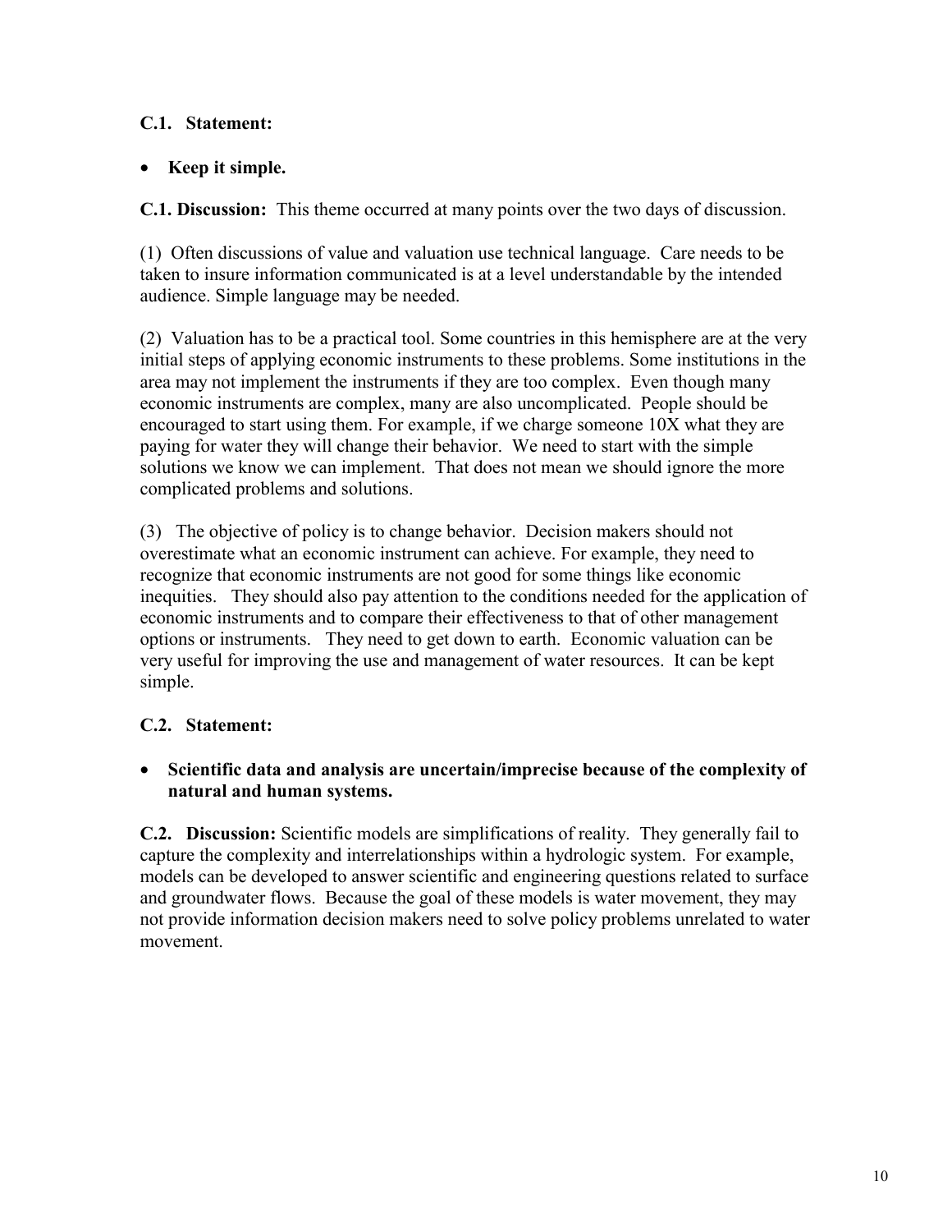**C.1. Statement:**

- **Keep it simple.**

**C.1. Discussion:** This theme occurred at many points over the two days of discussion.

(1) Often discussions of value and valuation use technical language. Care needs to be taken to insure information communicated is at a level understandable by the intended audience. Simple language may be needed.

(2) Valuation has to be a practical tool. Some countries in this hemisphere are at the very initial steps of applying economic instruments to these problems. Some institutions in the area may not implement the instruments if they are too complex. Even though many economic instruments are complex, many are also uncomplicated. People should be encouraged to start using them. For example, if we charge someone 10X what they are paying for water they will change their behavior. We need to start with the simple solutions we know we can implement. That does not mean we should ignore the more complicated problems and solutions.

(3) The objective of policy is to change behavior. Decision makers should not overestimate what an economic instrument can achieve. For example, they need to recognize that economic instruments are not good for some things like economic inequities. They should also pay attention to the conditions needed for the application of economic instruments and to compare their effectiveness to that of other management options or instruments. They need to get down to earth. Economic valuation can be very useful for improving the use and management of water resources. It can be kept simple.

**C.2. Statement:**

- **Scientific data and analysis are uncertain/imprecise because of the complexity of natural and human systems.**

**C.2. Discussion:** Scientific models are simplifications of reality. They generally fail to capture the complexity and interrelationships within a hydrologic system. For example, models can be developed to answer scientific and engineering questions related to surface and groundwater flows. Because the goal of these models is water movement, they may not provide information decision makers need to solve policy problems unrelated to water movement.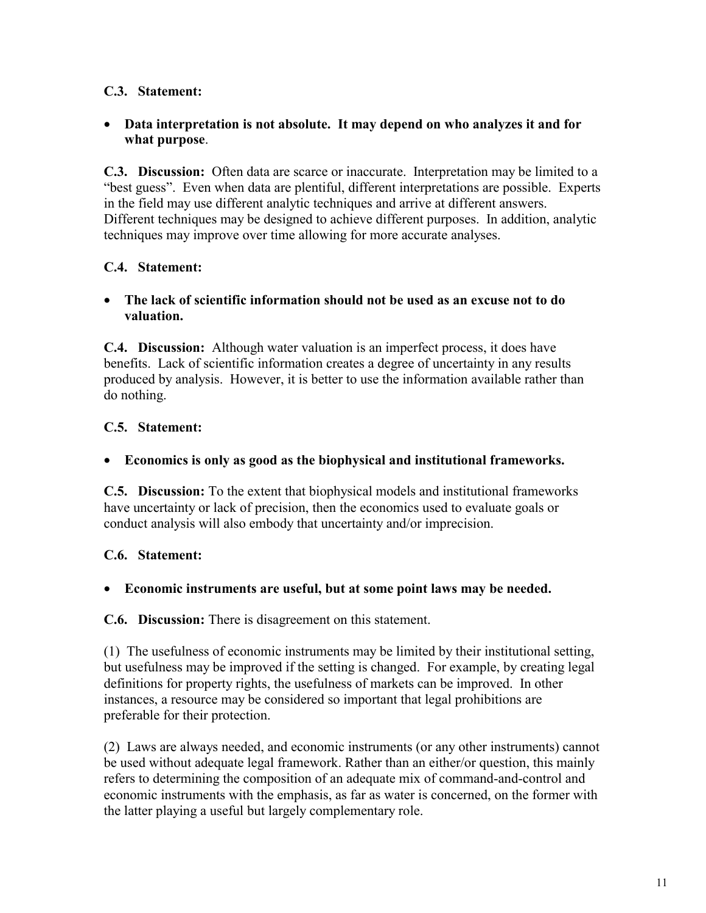**C.3. Statement:**

- **Data interpretation is not absolute. It may depend on who analyzes it and for what purpose**.

**C.3. Discussion:** Often data are scarce or inaccurate. Interpretation may be limited to a "best guess". Even when data are plentiful, different interpretations are possible. Experts in the field may use different analytic techniques and arrive at different answers. Different techniques may be designed to achieve different purposes. In addition, analytic techniques may improve over time allowing for more accurate analyses.

**C.4. Statement:**

- **The lack of scientific information should not be used as an excuse not to do valuation.**

**C.4. Discussion:** Although water valuation is an imperfect process, it does have benefits. Lack of scientific information creates a degree of uncertainty in any results produced by analysis. However, it is better to use the information available rather than do nothing.

**C.5. Statement:**

- **Economics is only as good as the biophysical and institutional frameworks.**

**C.5. Discussion:** To the extent that biophysical models and institutional frameworks have uncertainty or lack of precision, then the economics used to evaluate goals or conduct analysis will also embody that uncertainty and/or imprecision.

**C.6. Statement:**

- **Economic instruments are useful, but at some point laws may be needed.**

**C.6. Discussion:** There is disagreement on this statement.

(1) The usefulness of economic instruments may be limited by their institutional setting, but usefulness may be improved if the setting is changed. For example, by creating legal definitions for property rights, the usefulness of markets can be improved. In other instances, a resource may be considered so important that legal prohibitions are preferable for their protection.

(2) Laws are always needed, and economic instruments (or any other instruments) cannot be used without adequate legal framework. Rather than an either/or question, this mainly refers to determining the composition of an adequate mix of command-and-control and economic instruments with the emphasis, as far as water is concerned, on the former with the latter playing a useful but largely complementary role.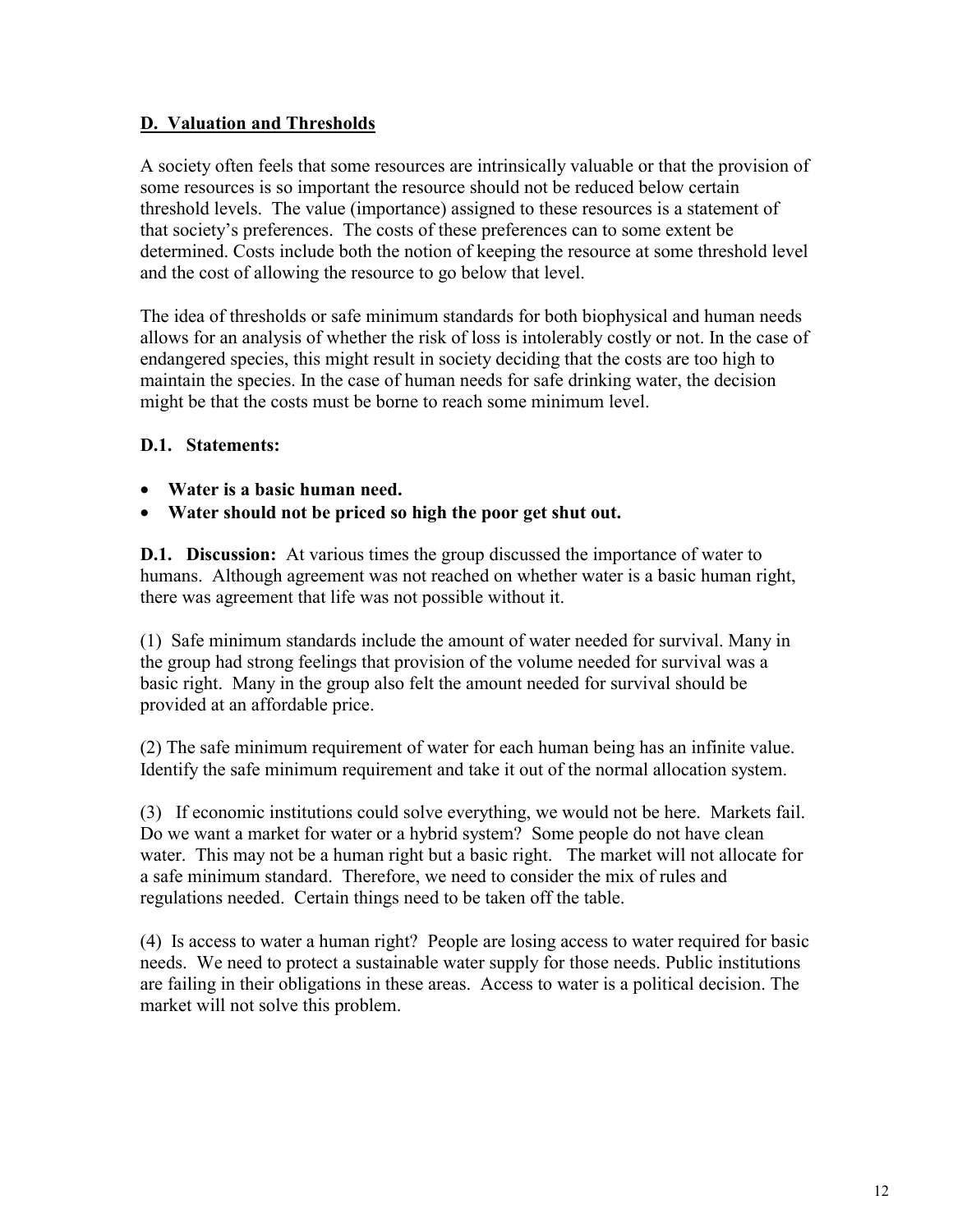## D. Valuation and Thresholds

A society often feels that some resources are intrinsically valuable or that the provision of some resources is so important the resource should not be reduced below certain threshold levels. The value (importance) assigned to these resources is a statement of that society's preferences. The costs of these preferences can to some extent be determined. Costs include both the notion of keeping the resource at some threshold level and the cost of allowing the resource to go below that level.

The idea of thresholds or safe minimum standards for both biophysical and human needs allows for an analysis of whether the risk of loss is intolerably costly or not. In the case of endangered species, this might result in society deciding that the costs are too high to maintain the species. In the case of human needs for safe drinking water, the decision might be that the costs must be borne to reach some minimum level.

### D.1. Statements:

- **Water is a basic human need.**
- **Water should not be priced so high the poor get shut out.**

**D.1. Discussion:** At various times the group discussed the importance of water to humans. Although agreement was not reached on whether water is a basic human right, there was agreement that life was not possible without it.

(1) Safe minimum standards include the amount of water needed for survival. Many in the group had strong feelings that provision of the volume needed for survival was a basic right. Many in the group also felt the amount needed for survival should be provided at an affordable price.

(2) The safe minimum requirement of water for each human being has an infinite value. Identify the safe minimum requirement and take it out of the normal allocation system.

(3) If economic institutions could solve everything, we would not be here. Markets fail. Do we want a market for water or a hybrid system? Some people do not have clean water. This may not be a human right but a basic right. The market will not allocate for a safe minimum standard. Therefore, we need to consider the mix of rules and regulations needed. Certain things need to be taken off the table.

(4) Is access to water a human right? People are losing access to water required for basic needs. We need to protect a sustainable water supply for those needs. Public institutions are failing in their obligations in these areas. Access to water is a political decision. The market will not solve this problem.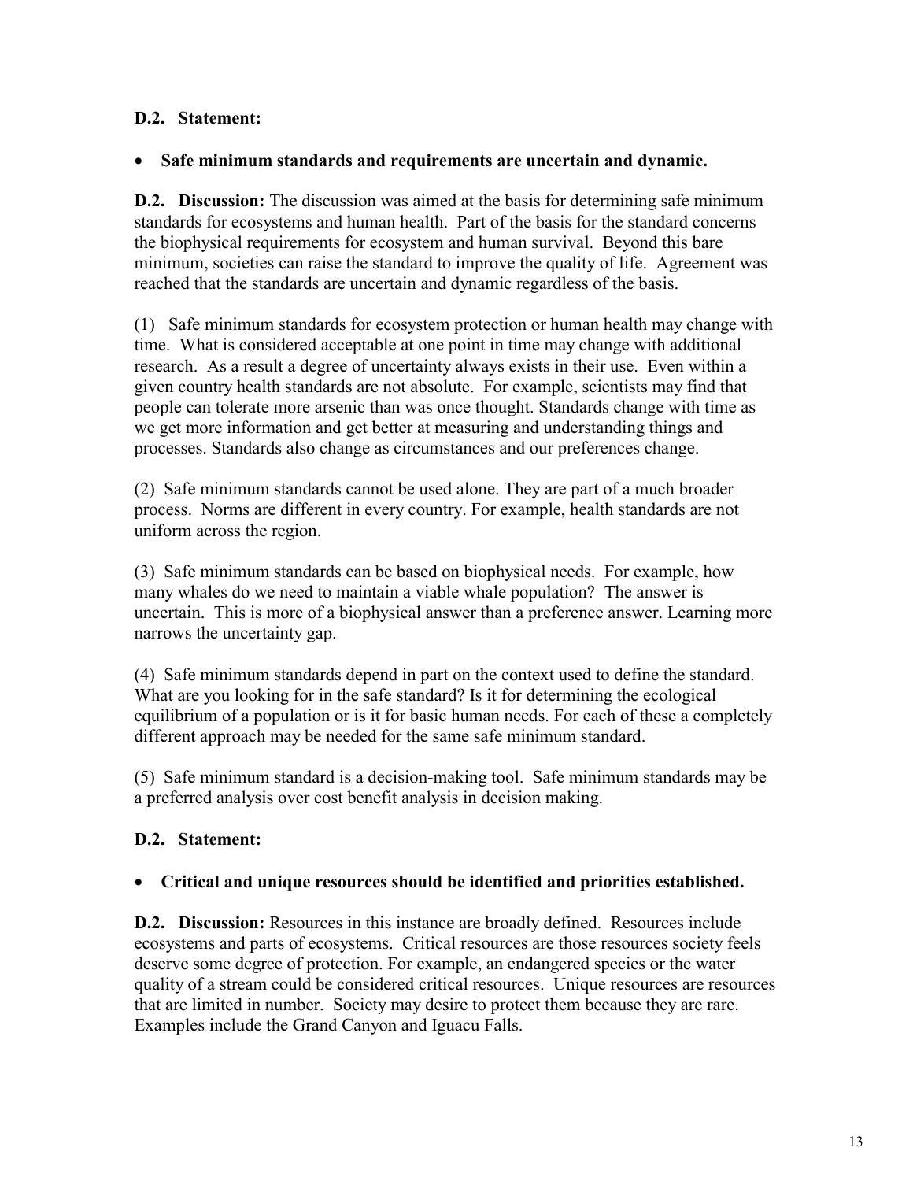**D.2. Statement:**

- **Safe minimum standards and requirements are uncertain and dynamic.**

**D.2. Discussion:** The discussion was aimed at the basis for determining safe minimum standards for ecosystems and human health. Part of the basis for the standard concerns the biophysical requirements for ecosystem and human survival. Beyond this bare minimum, societies can raise the standard to improve the quality of life. Agreement was reached that the standards are uncertain and dynamic regardless of the basis.

(1) Safe minimum standards for ecosystem protection or human health may change with time. What is considered acceptable at one point in time may change with additional research. As a result a degree of uncertainty always exists in their use. Even within a given country health standards are not absolute. For example, scientists may find that people can tolerate more arsenic than was once thought. Standards change with time as we get more information and get better at measuring and understanding things and processes. Standards also change as circumstances and our preferences change.

(2) Safe minimum standards cannot be used alone. They are part of a much broader process. Norms are different in every country. For example, health standards are not uniform across the region.

(3) Safe minimum standards can be based on biophysical needs. For example, how many whales do we need to maintain a viable whale population? The answer is uncertain. This is more of a biophysical answer than a preference answer. Learning more narrows the uncertainty gap.

(4) Safe minimum standards depend in part on the context used to define the standard. What are you looking for in the safe standard? Is it for determining the ecological equilibrium of a population or is it for basic human needs. For each of these a completely different approach may be needed for the same safe minimum standard.

(5) Safe minimum standard is a decision-making tool. Safe minimum standards may be a preferred analysis over cost benefit analysis in decision making.

**D.2. Statement:**

- **Critical and unique resources should be identified and priorities established.**

**D.2. Discussion:** Resources in this instance are broadly defined. Resources include ecosystems and parts of ecosystems. Critical resources are those resources society feels deserve some degree of protection. For example, an endangered species or the water quality of a stream could be considered critical resources. Unique resources are resources that are limited in number. Society may desire to protect them because they are rare. Examples include the Grand Canyon and Iguacu Falls.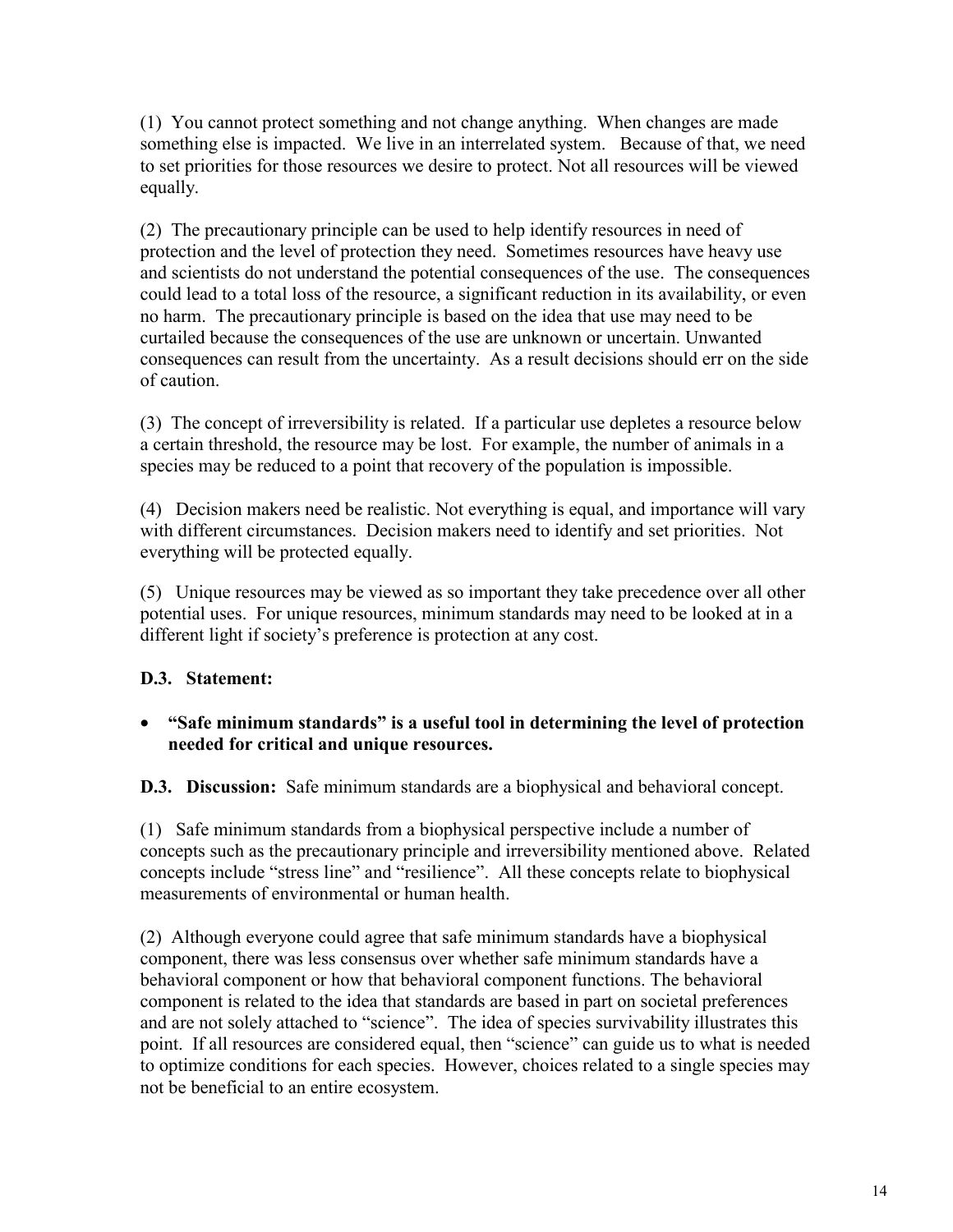(1) You cannot protect something and not change anything. When changes are made something else is impacted. We live in an interrelated system. Because of that, we need to set priorities for those resources we desire to protect. Not all resources will be viewed equally.

(2) The precautionary principle can be used to help identify resources in need of protection and the level of protection they need. Sometimes resources have heavy use and scientists do not understand the potential consequences of the use. The consequences could lead to a total loss of the resource, a significant reduction in its availability, or even no harm. The precautionary principle is based on the idea that use may need to be curtailed because the consequences of the use are unknown or uncertain. Unwanted consequences can result from the uncertainty. As a result decisions should err on the side of caution.

(3) The concept of irreversibility is related. If a particular use depletes a resource below a certain threshold, the resource may be lost. For example, the number of animals in a species may be reduced to a point that recovery of the population is impossible.

(4) Decision makers need be realistic. Not everything is equal, and importance will vary with different circumstances. Decision makers need to identify and set priorities. Not everything will be protected equally.

(5) Unique resources may be viewed as so important they take precedence over all other potential uses. For unique resources, minimum standards may need to be looked at in a different light if society's preference is protection at any cost.

**D.3. Statement:**

- **"Safe minimum standards" is a useful tool in determining the level of protection needed for critical and unique resources.**

**D.3. Discussion:** Safe minimum standards are a biophysical and behavioral concept.

(1) Safe minimum standards from a biophysical perspective include a number of concepts such as the precautionary principle and irreversibility mentioned above. Related concepts include "stress line" and "resilience". All these concepts relate to biophysical measurements of environmental or human health.

(2) Although everyone could agree that safe minimum standards have a biophysical component, there was less consensus over whether safe minimum standards have a behavioral component or how that behavioral component functions. The behavioral component is related to the idea that standards are based in part on societal preferences and are not solely attached to "science". The idea of species survivability illustrates this point. If all resources are considered equal, then "science" can guide us to what is needed to optimize conditions for each species. However, choices related to a single species may not be beneficial to an entire ecosystem.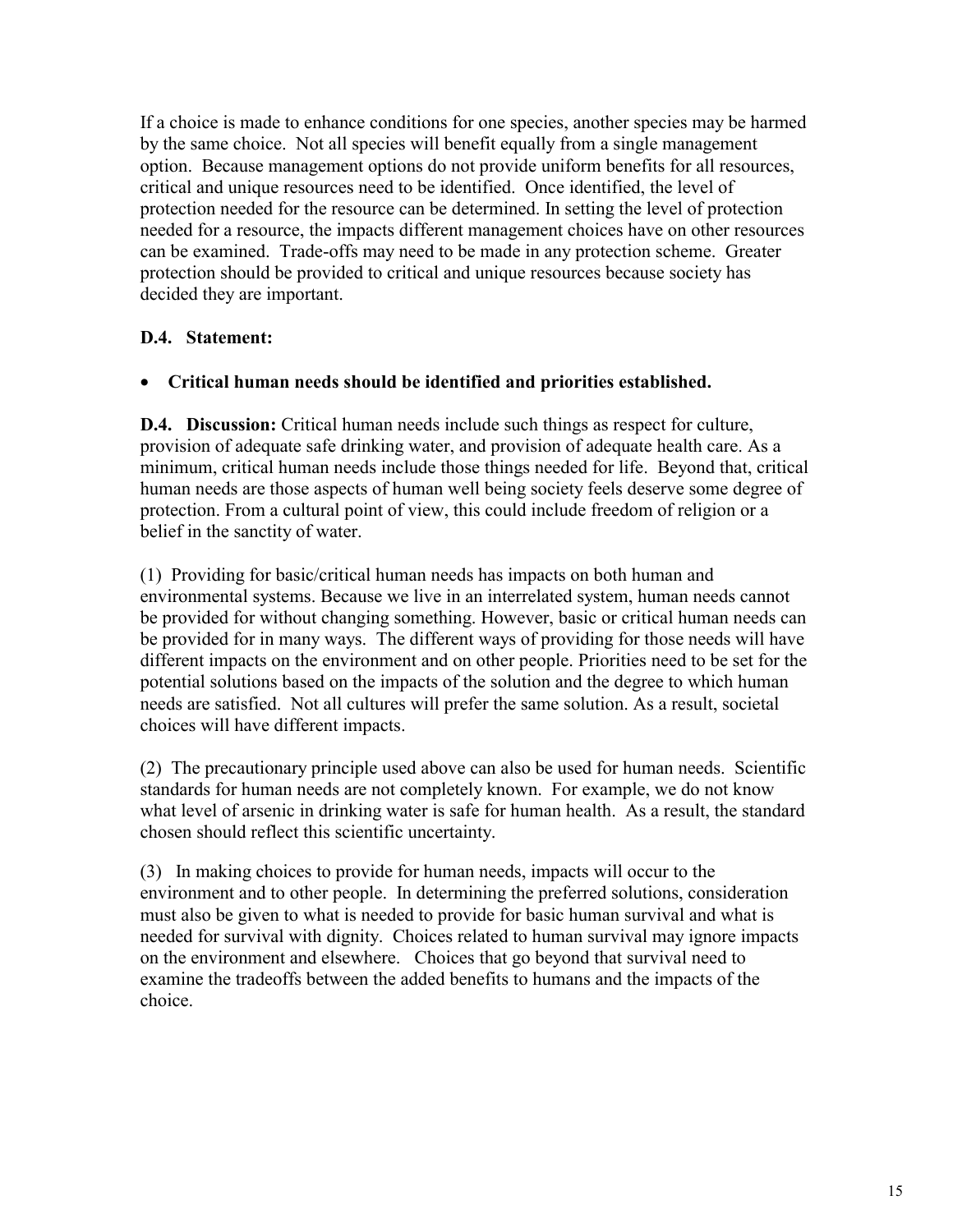If a choice is made to enhance conditions for one species, another species may be harmed by the same choice. Not all species will benefit equally from a single management option. Because management options do not provide uniform benefits for all resources, critical and unique resources need to be identified. Once identified, the level of protection needed for the resource can be determined. In setting the level of protection needed for a resource, the impacts different management choices have on other resources can be examined. Trade-offs may need to be made in any protection scheme. Greater protection should be provided to critical and unique resources because society has decided they are important.

**D.4. Statement:**

- **Critical human needs should be identified and priorities established.**

**D.4. Discussion:** Critical human needs include such things as respect for culture, provision of adequate safe drinking water, and provision of adequate health care. As a minimum, critical human needs include those things needed for life. Beyond that, critical human needs are those aspects of human well being society feels deserve some degree of protection. From a cultural point of view, this could include freedom of religion or a belief in the sanctity of water.

(1) Providing for basic/critical human needs has impacts on both human and environmental systems. Because we live in an interrelated system, human needs cannot be provided for without changing something. However, basic or critical human needs can be provided for in many ways. The different ways of providing for those needs will have different impacts on the environment and on other people. Priorities need to be set for the potential solutions based on the impacts of the solution and the degree to which human needs are satisfied. Not all cultures will prefer the same solution. As a result, societal choices will have different impacts.

(2) The precautionary principle used above can also be used for human needs. Scientific standards for human needs are not completely known. For example, we do not know what level of arsenic in drinking water is safe for human health. As a result, the standard chosen should reflect this scientific uncertainty.

(3) In making choices to provide for human needs, impacts will occur to the environment and to other people. In determining the preferred solutions, consideration must also be given to what is needed to provide for basic human survival and what is needed for survival with dignity. Choices related to human survival may ignore impacts on the environment and elsewhere. Choices that go beyond that survival need to examine the tradeoffs between the added benefits to humans and the impacts of the choice.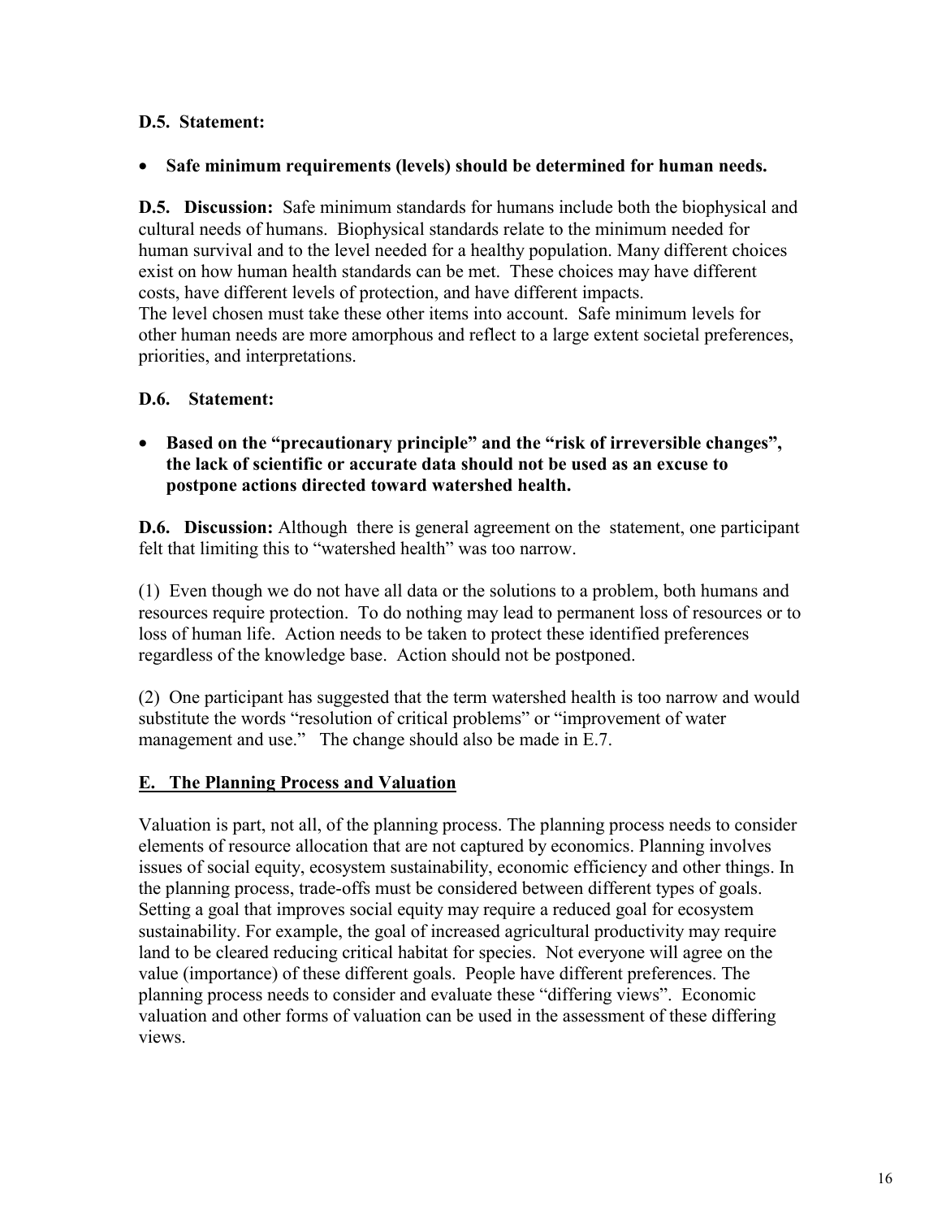**D.5. Statement:**

- **Safe minimum requirements (levels) should be determined for human needs.**

**D.5. Discussion:** Safe minimum standards for humans include both the biophysical and cultural needs of humans. Biophysical standards relate to the minimum needed for human survival and to the level needed for a healthy population. Many different choices exist on how human health standards can be met. These choices may have different costs, have different levels of protection, and have different impacts.
The level chosen must take these other items into account. Safe minimum levels for other human needs are more amorphous and reflect to a large extent societal preferences, priorities, and interpretations.

**D.6. Statement:**

- **Based on the "precautionary principle" and the "risk of irreversible changes", the lack of scientific or accurate data should not be used as an excuse to postpone actions directed toward watershed health.**

**D.6. Discussion:** Although there is general agreement on the statement, one participant felt that limiting this to "watershed health" was too narrow.

(1) Even though we do not have all data or the solutions to a problem, both humans and resources require protection. To do nothing may lead to permanent loss of resources or to loss of human life. Action needs to be taken to protect these identified preferences regardless of the knowledge base. Action should not be postponed.

(2) One participant has suggested that the term watershed health is too narrow and would substitute the words "resolution of critical problems" or "improvement of water management and use." The change should also be made in E.7.

## E. The Planning Process and Valuation

Valuation is part, not all, of the planning process. The planning process needs to consider elements of resource allocation that are not captured by economics. Planning involves issues of social equity, ecosystem sustainability, economic efficiency and other things. In the planning process, trade-offs must be considered between different types of goals. Setting a goal that improves social equity may require a reduced goal for ecosystem sustainability. For example, the goal of increased agricultural productivity may require land to be cleared reducing critical habitat for species. Not everyone will agree on the value (importance) of these different goals. People have different preferences. The planning process needs to consider and evaluate these "differing views". Economic valuation and other forms of valuation can be used in the assessment of these differing views.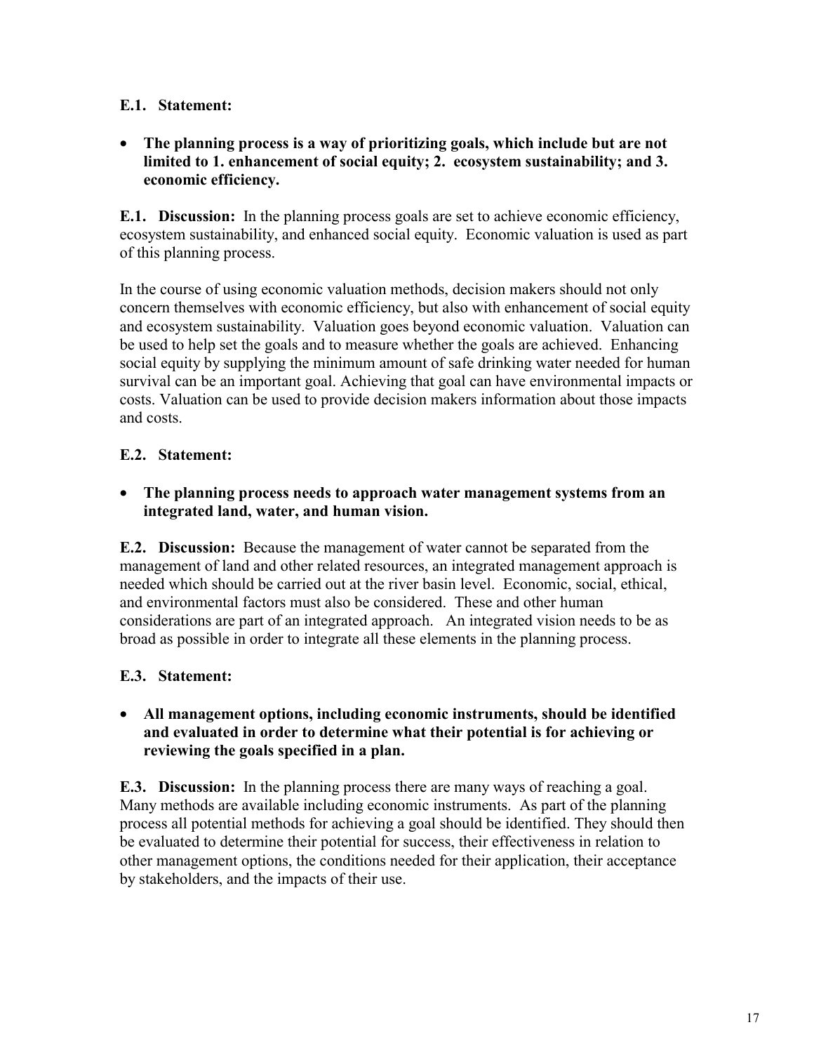**E.1. Statement:**

- **The planning process is a way of prioritizing goals, which include but are not limited to 1. enhancement of social equity; 2. ecosystem sustainability; and 3. economic efficiency.**

**E.1. Discussion:** In the planning process goals are set to achieve economic efficiency, ecosystem sustainability, and enhanced social equity. Economic valuation is used as part of this planning process.

In the course of using economic valuation methods, decision makers should not only concern themselves with economic efficiency, but also with enhancement of social equity and ecosystem sustainability. Valuation goes beyond economic valuation. Valuation can be used to help set the goals and to measure whether the goals are achieved. Enhancing social equity by supplying the minimum amount of safe drinking water needed for human survival can be an important goal. Achieving that goal can have environmental impacts or costs. Valuation can be used to provide decision makers information about those impacts and costs.

**E.2. Statement:**

- **The planning process needs to approach water management systems from an integrated land, water, and human vision.**

**E.2. Discussion:** Because the management of water cannot be separated from the management of land and other related resources, an integrated management approach is needed which should be carried out at the river basin level. Economic, social, ethical, and environmental factors must also be considered. These and other human considerations are part of an integrated approach. An integrated vision needs to be as broad as possible in order to integrate all these elements in the planning process.

**E.3. Statement:**

- **All management options, including economic instruments, should be identified and evaluated in order to determine what their potential is for achieving or reviewing the goals specified in a plan.**

**E.3. Discussion:** In the planning process there are many ways of reaching a goal. Many methods are available including economic instruments. As part of the planning process all potential methods for achieving a goal should be identified. They should then be evaluated to determine their potential for success, their effectiveness in relation to other management options, the conditions needed for their application, their acceptance by stakeholders, and the impacts of their use.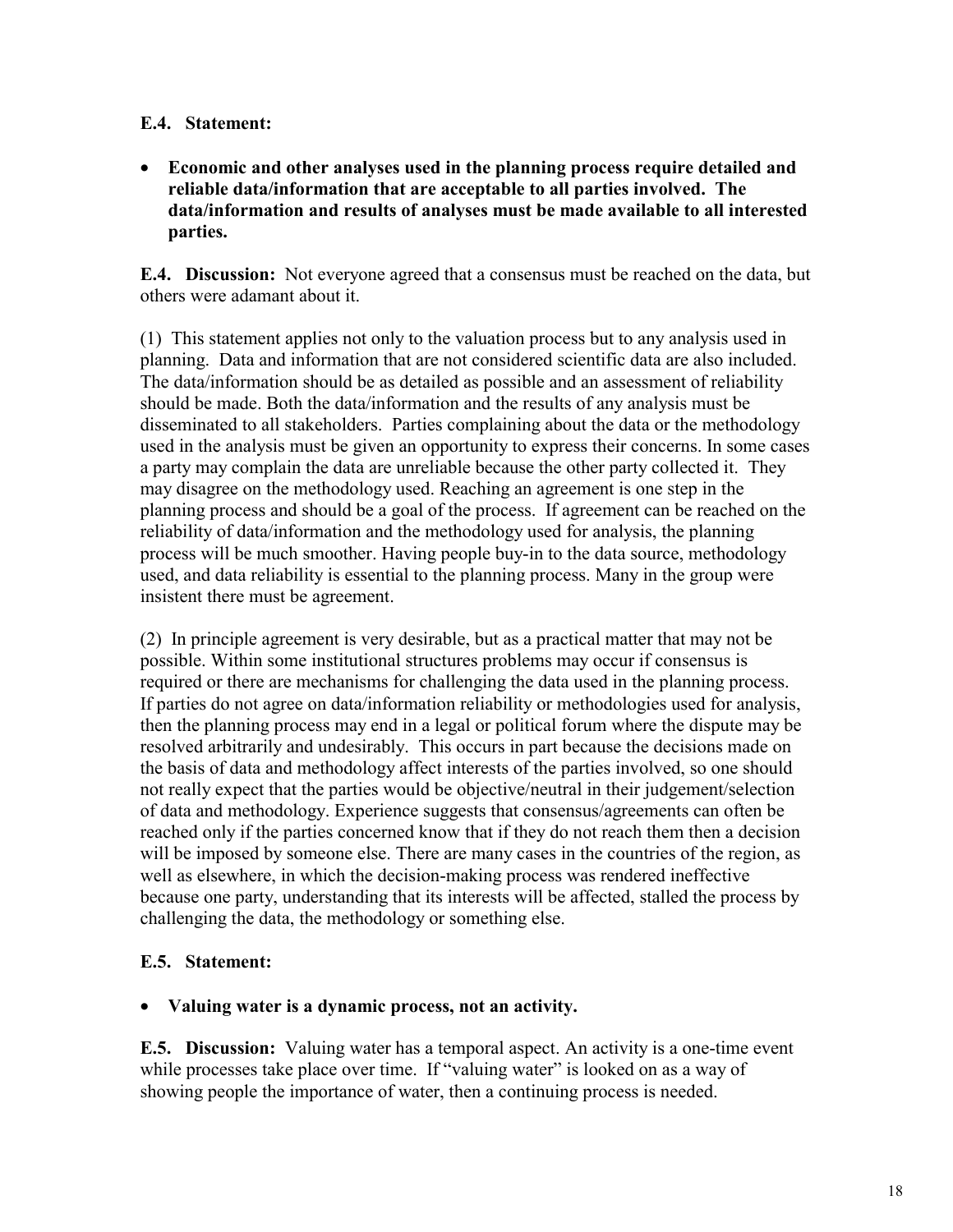**E.4. Statement:**

- **Economic and other analyses used in the planning process require detailed and reliable data/information that are acceptable to all parties involved. The data/information and results of analyses must be made available to all interested parties.**

**E.4. Discussion:** Not everyone agreed that a consensus must be reached on the data, but others were adamant about it.

(1) This statement applies not only to the valuation process but to any analysis used in planning. Data and information that are not considered scientific data are also included. The data/information should be as detailed as possible and an assessment of reliability should be made. Both the data/information and the results of any analysis must be disseminated to all stakeholders. Parties complaining about the data or the methodology used in the analysis must be given an opportunity to express their concerns. In some cases a party may complain the data are unreliable because the other party collected it. They may disagree on the methodology used. Reaching an agreement is one step in the planning process and should be a goal of the process. If agreement can be reached on the reliability of data/information and the methodology used for analysis, the planning process will be much smoother. Having people buy-in to the data source, methodology used, and data reliability is essential to the planning process. Many in the group were insistent there must be agreement.

(2) In principle agreement is very desirable, but as a practical matter that may not be possible. Within some institutional structures problems may occur if consensus is required or there are mechanisms for challenging the data used in the planning process. If parties do not agree on data/information reliability or methodologies used for analysis, then the planning process may end in a legal or political forum where the dispute may be resolved arbitrarily and undesirably. This occurs in part because the decisions made on the basis of data and methodology affect interests of the parties involved, so one should not really expect that the parties would be objective/neutral in their judgement/selection of data and methodology. Experience suggests that consensus/agreements can often be reached only if the parties concerned know that if they do not reach them then a decision will be imposed by someone else. There are many cases in the countries of the region, as well as elsewhere, in which the decision-making process was rendered ineffective because one party, understanding that its interests will be affected, stalled the process by challenging the data, the methodology or something else.

**E.5. Statement:**

- **Valuing water is a dynamic process, not an activity.**

**E.5. Discussion:** Valuing water has a temporal aspect. An activity is a one-time event while processes take place over time. If "valuing water" is looked on as a way of showing people the importance of water, then a continuing process is needed.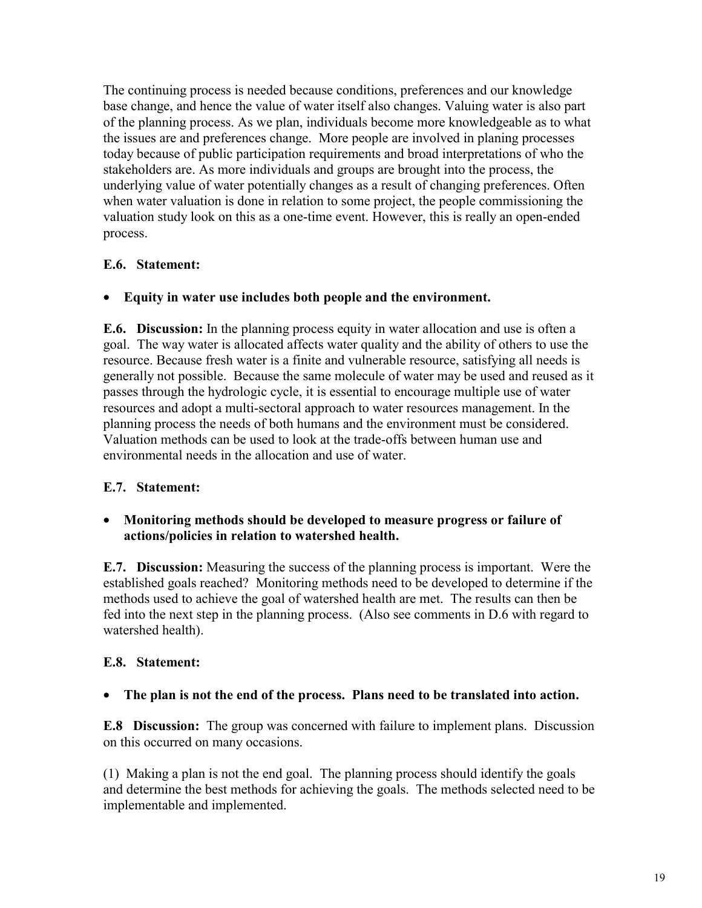The continuing process is needed because conditions, preferences and our knowledge base change, and hence the value of water itself also changes. Valuing water is also part of the planning process. As we plan, individuals become more knowledgeable as to what the issues are and preferences change. More people are involved in planing processes today because of public participation requirements and broad interpretations of who the stakeholders are. As more individuals and groups are brought into the process, the underlying value of water potentially changes as a result of changing preferences. Often when water valuation is done in relation to some project, the people commissioning the valuation study look on this as a one-time event. However, this is really an open-ended process.

**E.6. Statement:**

- **Equity in water use includes both people and the environment.**

**E.6. Discussion:** In the planning process equity in water allocation and use is often a goal. The way water is allocated affects water quality and the ability of others to use the resource. Because fresh water is a finite and vulnerable resource, satisfying all needs is generally not possible. Because the same molecule of water may be used and reused as it passes through the hydrologic cycle, it is essential to encourage multiple use of water resources and adopt a multi-sectoral approach to water resources management. In the planning process the needs of both humans and the environment must be considered. Valuation methods can be used to look at the trade-offs between human use and environmental needs in the allocation and use of water.

**E.7. Statement:**

- **Monitoring methods should be developed to measure progress or failure of actions/policies in relation to watershed health.**

**E.7. Discussion:** Measuring the success of the planning process is important. Were the established goals reached? Monitoring methods need to be developed to determine if the methods used to achieve the goal of watershed health are met. The results can then be fed into the next step in the planning process. (Also see comments in D.6 with regard to watershed health).

**E.8. Statement:**

- **The plan is not the end of the process. Plans need to be translated into action.**

**E.8 Discussion:** The group was concerned with failure to implement plans. Discussion on this occurred on many occasions.

(1) Making a plan is not the end goal. The planning process should identify the goals and determine the best methods for achieving the goals. The methods selected need to be implementable and implemented.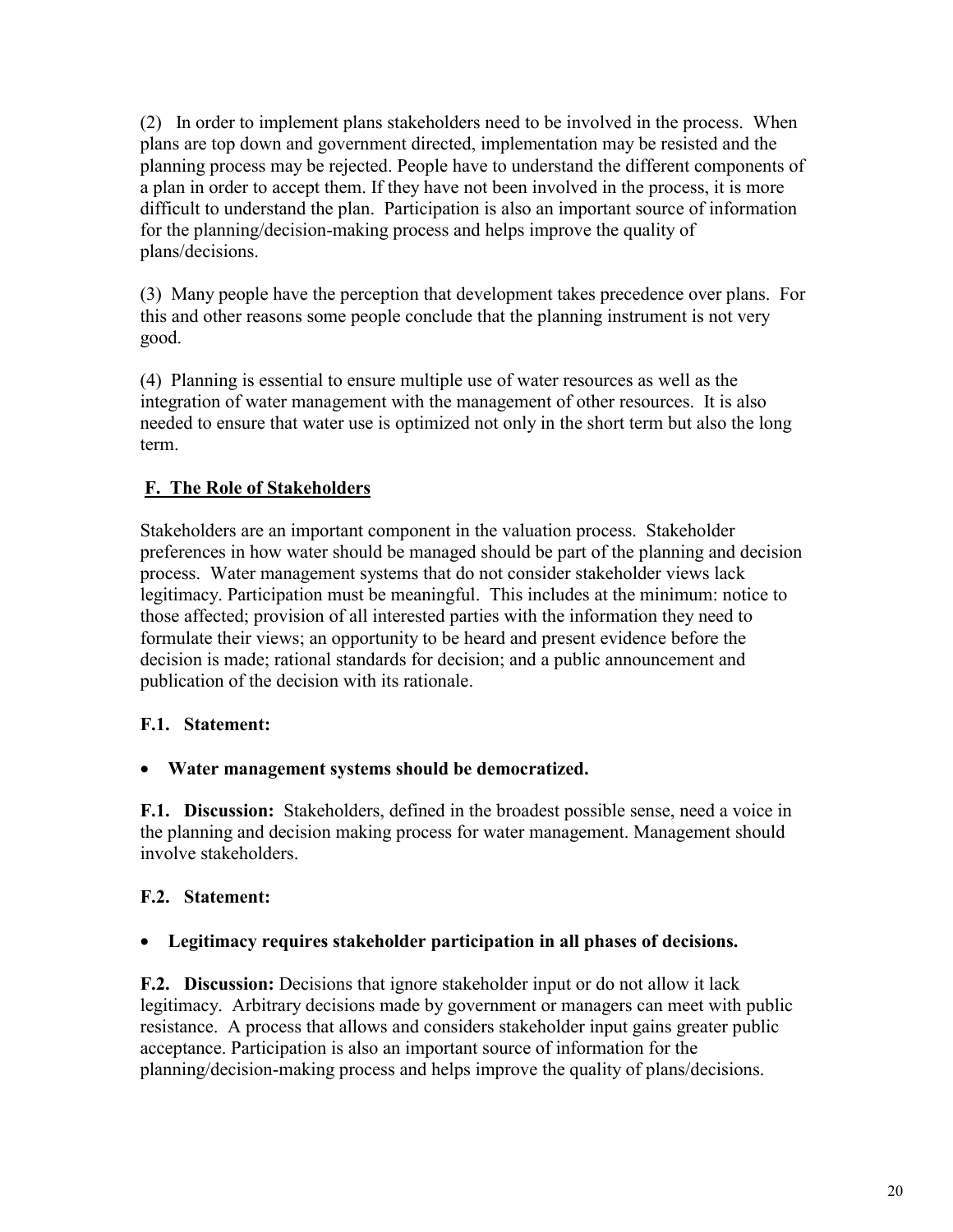(2) In order to implement plans stakeholders need to be involved in the process. When plans are top down and government directed, implementation may be resisted and the planning process may be rejected. People have to understand the different components of a plan in order to accept them. If they have not been involved in the process, it is more difficult to understand the plan. Participation is also an important source of information for the planning/decision-making process and helps improve the quality of plans/decisions.

(3) Many people have the perception that development takes precedence over plans. For this and other reasons some people conclude that the planning instrument is not very good.

(4) Planning is essential to ensure multiple use of water resources as well as the integration of water management with the management of other resources. It is also needed to ensure that water use is optimized not only in the short term but also the long term.

## F. The Role of Stakeholders

Stakeholders are an important component in the valuation process. Stakeholder preferences in how water should be managed should be part of the planning and decision process. Water management systems that do not consider stakeholder views lack legitimacy. Participation must be meaningful. This includes at the minimum: notice to those affected; provision of all interested parties with the information they need to formulate their views; an opportunity to be heard and present evidence before the decision is made; rational standards for decision; and a public announcement and publication of the decision with its rationale.

### F.1. Statement:

- **Water management systems should be democratized.**

**F.1. Discussion:** Stakeholders, defined in the broadest possible sense, need a voice in the planning and decision making process for water management. Management should involve stakeholders.

### F.2. Statement:

- **Legitimacy requires stakeholder participation in all phases of decisions.**

**F.2. Discussion:** Decisions that ignore stakeholder input or do not allow it lack legitimacy. Arbitrary decisions made by government or managers can meet with public resistance. A process that allows and considers stakeholder input gains greater public acceptance. Participation is also an important source of information for the planning/decision-making process and helps improve the quality of plans/decisions.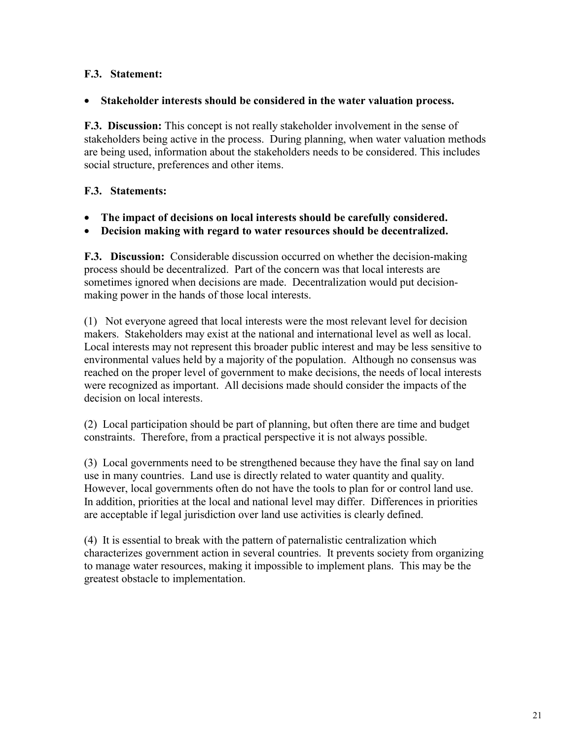**F.3. Statement:**

- **Stakeholder interests should be considered in the water valuation process.**

**F.3. Discussion:** This concept is not really stakeholder involvement in the sense of stakeholders being active in the process. During planning, when water valuation methods are being used, information about the stakeholders needs to be considered. This includes social structure, preferences and other items.

**F.3. Statements:**

- **The impact of decisions on local interests should be carefully considered.**
- **Decision making with regard to water resources should be decentralized.**

**F.3. Discussion:** Considerable discussion occurred on whether the decision-making process should be decentralized. Part of the concern was that local interests are sometimes ignored when decisions are made. Decentralization would put decision-making power in the hands of those local interests.

(1) Not everyone agreed that local interests were the most relevant level for decision makers. Stakeholders may exist at the national and international level as well as local. Local interests may not represent this broader public interest and may be less sensitive to environmental values held by a majority of the population. Although no consensus was reached on the proper level of government to make decisions, the needs of local interests were recognized as important. All decisions made should consider the impacts of the decision on local interests.

(2) Local participation should be part of planning, but often there are time and budget constraints. Therefore, from a practical perspective it is not always possible.

(3) Local governments need to be strengthened because they have the final say on land use in many countries. Land use is directly related to water quantity and quality. However, local governments often do not have the tools to plan for or control land use. In addition, priorities at the local and national level may differ. Differences in priorities are acceptable if legal jurisdiction over land use activities is clearly defined.

(4) It is essential to break with the pattern of paternalistic centralization which characterizes government action in several countries. It prevents society from organizing to manage water resources, making it impossible to implement plans. This may be the greatest obstacle to implementation.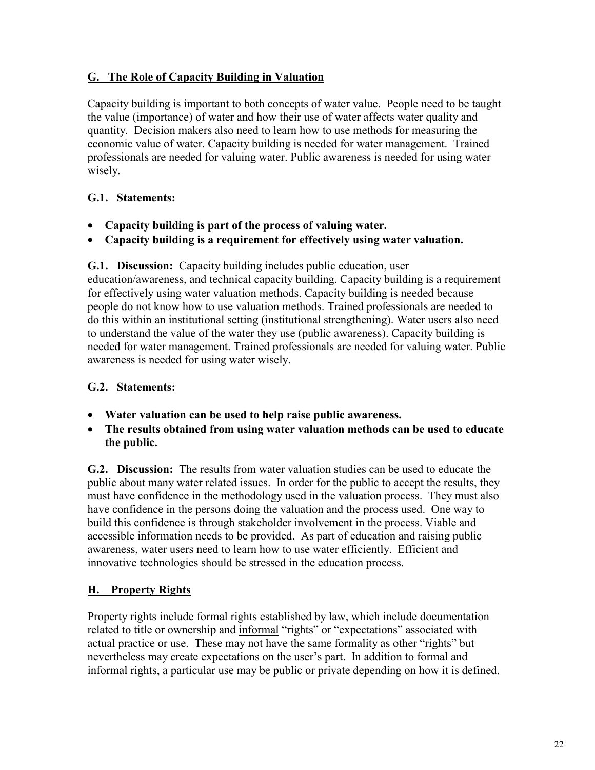## G. The Role of Capacity Building in Valuation

Capacity building is important to both concepts of water value. People need to be taught the value (importance) of water and how their use of water affects water quality and quantity. Decision makers also need to learn how to use methods for measuring the economic value of water. Capacity building is needed for water management. Trained professionals are needed for valuing water. Public awareness is needed for using water wisely.

### G.1. Statements:

- **Capacity building is part of the process of valuing water.**
- **Capacity building is a requirement for effectively using water valuation.**

**G.1. Discussion:** Capacity building includes public education, user education/awareness, and technical capacity building. Capacity building is a requirement for effectively using water valuation methods. Capacity building is needed because people do not know how to use valuation methods. Trained professionals are needed to do this within an institutional setting (institutional strengthening). Water users also need to understand the value of the water they use (public awareness). Capacity building is needed for water management. Trained professionals are needed for valuing water. Public awareness is needed for using water wisely.

### G.2. Statements:

- **Water valuation can be used to help raise public awareness.**
- **The results obtained from using water valuation methods can be used to educate the public.**

**G.2. Discussion:** The results from water valuation studies can be used to educate the public about many water related issues. In order for the public to accept the results, they must have confidence in the methodology used in the valuation process. They must also have confidence in the persons doing the valuation and the process used. One way to build this confidence is through stakeholder involvement in the process. Viable and accessible information needs to be provided. As part of education and raising public awareness, water users need to learn how to use water efficiently. Efficient and innovative technologies should be stressed in the education process.

## H. Property Rights

Property rights include formal rights established by law, which include documentation related to title or ownership and informal "rights" or "expectations" associated with actual practice or use. These may not have the same formality as other "rights" but nevertheless may create expectations on the user's part. In addition to formal and informal rights, a particular use may be public or private depending on how it is defined.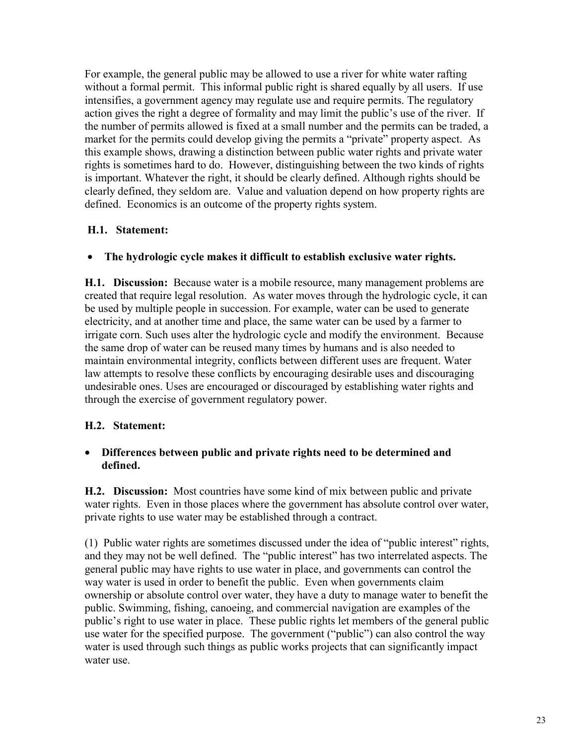For example, the general public may be allowed to use a river for white water rafting without a formal permit. This informal public right is shared equally by all users. If use intensifies, a government agency may regulate use and require permits. The regulatory action gives the right a degree of formality and may limit the public's use of the river. If the number of permits allowed is fixed at a small number and the permits can be traded, a market for the permits could develop giving the permits a "private" property aspect. As this example shows, drawing a distinction between public water rights and private water rights is sometimes hard to do. However, distinguishing between the two kinds of rights is important. Whatever the right, it should be clearly defined. Although rights should be clearly defined, they seldom are. Value and valuation depend on how property rights are defined. Economics is an outcome of the property rights system.

**H.1. Statement:**

- **The hydrologic cycle makes it difficult to establish exclusive water rights.**

**H.1. Discussion:** Because water is a mobile resource, many management problems are created that require legal resolution. As water moves through the hydrologic cycle, it can be used by multiple people in succession. For example, water can be used to generate electricity, and at another time and place, the same water can be used by a farmer to irrigate corn. Such uses alter the hydrologic cycle and modify the environment. Because the same drop of water can be reused many times by humans and is also needed to maintain environmental integrity, conflicts between different uses are frequent. Water law attempts to resolve these conflicts by encouraging desirable uses and discouraging undesirable ones. Uses are encouraged or discouraged by establishing water rights and through the exercise of government regulatory power.

**H.2. Statement:**

- **Differences between public and private rights need to be determined and defined.**

**H.2. Discussion:** Most countries have some kind of mix between public and private water rights. Even in those places where the government has absolute control over water, private rights to use water may be established through a contract.

(1) Public water rights are sometimes discussed under the idea of "public interest" rights, and they may not be well defined. The "public interest" has two interrelated aspects. The general public may have rights to use water in place, and governments can control the way water is used in order to benefit the public. Even when governments claim ownership or absolute control over water, they have a duty to manage water to benefit the public. Swimming, fishing, canoeing, and commercial navigation are examples of the public's right to use water in place. These public rights let members of the general public use water for the specified purpose. The government ("public") can also control the way water is used through such things as public works projects that can significantly impact water use.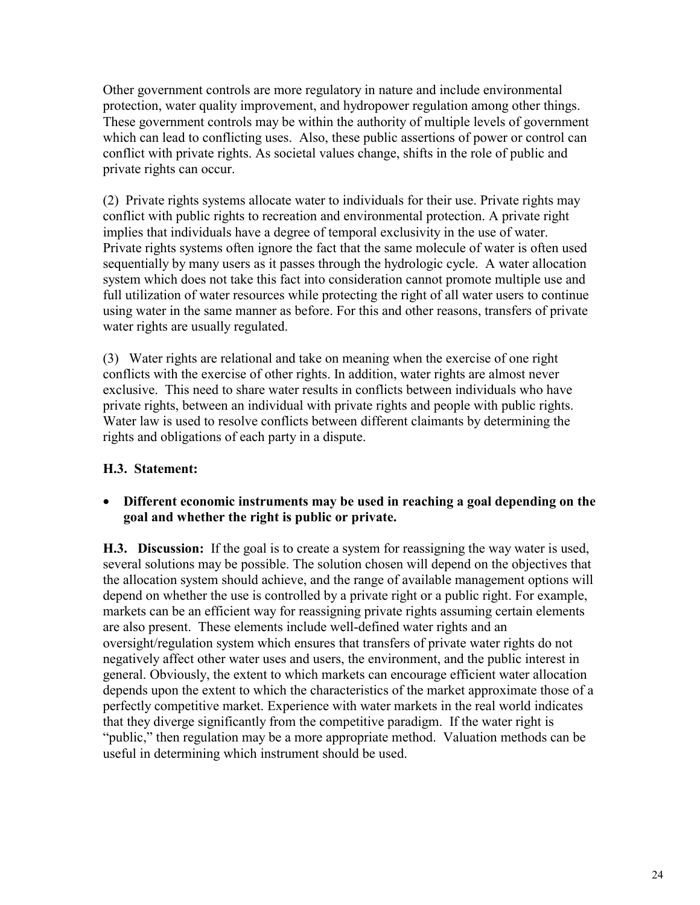Other government controls are more regulatory in nature and include environmental protection, water quality improvement, and hydropower regulation among other things. These government controls may be within the authority of multiple levels of government which can lead to conflicting uses. Also, these public assertions of power or control can conflict with private rights. As societal values change, shifts in the role of public and private rights can occur.

(2) Private rights systems allocate water to individuals for their use. Private rights may conflict with public rights to recreation and environmental protection. A private right implies that individuals have a degree of temporal exclusivity in the use of water. Private rights systems often ignore the fact that the same molecule of water is often used sequentially by many users as it passes through the hydrologic cycle. A water allocation system which does not take this fact into consideration cannot promote multiple use and full utilization of water resources while protecting the right of all water users to continue using water in the same manner as before. For this and other reasons, transfers of private water rights are usually regulated.

(3) Water rights are relational and take on meaning when the exercise of one right conflicts with the exercise of other rights. In addition, water rights are almost never exclusive. This need to share water results in conflicts between individuals who have private rights, between an individual with private rights and people with public rights. Water law is used to resolve conflicts between different claimants by determining the rights and obligations of each party in a dispute.

**H.3. Statement:**

- **Different economic instruments may be used in reaching a goal depending on the goal and whether the right is public or private.**

**H.3. Discussion:** If the goal is to create a system for reassigning the way water is used, several solutions may be possible. The solution chosen will depend on the objectives that the allocation system should achieve, and the range of available management options will depend on whether the use is controlled by a private right or a public right. For example, markets can be an efficient way for reassigning private rights assuming certain elements are also present. These elements include well-defined water rights and an oversight/regulation system which ensures that transfers of private water rights do not negatively affect other water uses and users, the environment, and the public interest in general. Obviously, the extent to which markets can encourage efficient water allocation depends upon the extent to which the characteristics of the market approximate those of a perfectly competitive market. Experience with water markets in the real world indicates that they diverge significantly from the competitive paradigm. If the water right is "public," then regulation may be a more appropriate method. Valuation methods can be useful in determining which instrument should be used.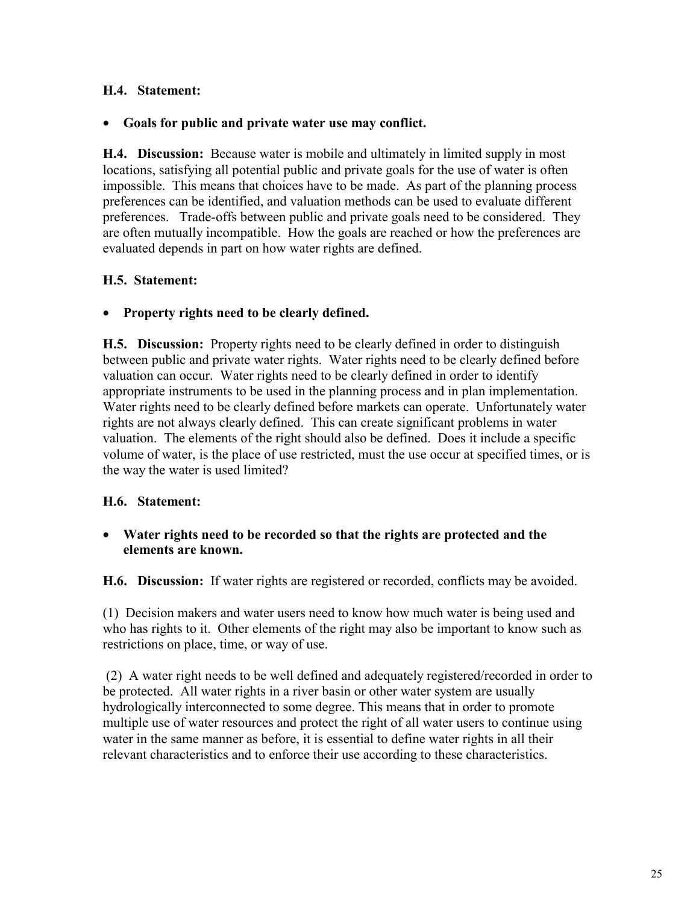**H.4. Statement:**

- **Goals for public and private water use may conflict.**

**H.4. Discussion:** Because water is mobile and ultimately in limited supply in most locations, satisfying all potential public and private goals for the use of water is often impossible. This means that choices have to be made. As part of the planning process preferences can be identified, and valuation methods can be used to evaluate different preferences. Trade-offs between public and private goals need to be considered. They are often mutually incompatible. How the goals are reached or how the preferences are evaluated depends in part on how water rights are defined.

**H.5. Statement:**

- **Property rights need to be clearly defined.**

**H.5. Discussion:** Property rights need to be clearly defined in order to distinguish between public and private water rights. Water rights need to be clearly defined before valuation can occur. Water rights need to be clearly defined in order to identify appropriate instruments to be used in the planning process and in plan implementation. Water rights need to be clearly defined before markets can operate. Unfortunately water rights are not always clearly defined. This can create significant problems in water valuation. The elements of the right should also be defined. Does it include a specific volume of water, is the place of use restricted, must the use occur at specified times, or is the way the water is used limited?

**H.6. Statement:**

- **Water rights need to be recorded so that the rights are protected and the elements are known.**

**H.6. Discussion:** If water rights are registered or recorded, conflicts may be avoided.

(1) Decision makers and water users need to know how much water is being used and who has rights to it. Other elements of the right may also be important to know such as restrictions on place, time, or way of use.

(2) A water right needs to be well defined and adequately registered/recorded in order to be protected. All water rights in a river basin or other water system are usually hydrologically interconnected to some degree. This means that in order to promote multiple use of water resources and protect the right of all water users to continue using water in the same manner as before, it is essential to define water rights in all their relevant characteristics and to enforce their use according to these characteristics.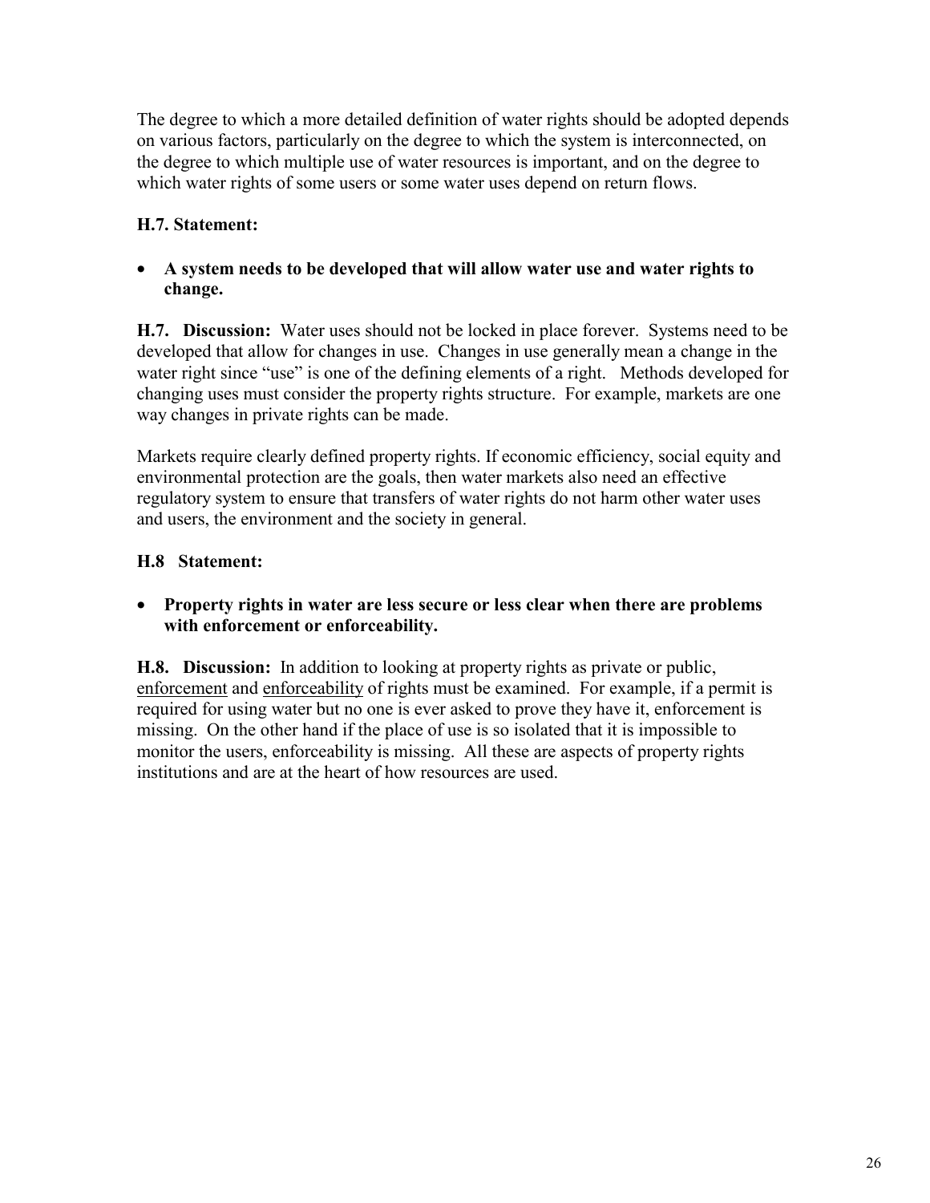The degree to which a more detailed definition of water rights should be adopted depends on various factors, particularly on the degree to which the system is interconnected, on the degree to which multiple use of water resources is important, and on the degree to which water rights of some users or some water uses depend on return flows.

### H.7. Statement:

- **A system needs to be developed that will allow water use and water rights to change.**

**H.7. Discussion:** Water uses should not be locked in place forever. Systems need to be developed that allow for changes in use. Changes in use generally mean a change in the water right since "use" is one of the defining elements of a right. Methods developed for changing uses must consider the property rights structure. For example, markets are one way changes in private rights can be made.

Markets require clearly defined property rights. If economic efficiency, social equity and environmental protection are the goals, then water markets also need an effective regulatory system to ensure that transfers of water rights do not harm other water uses and users, the environment and the society in general.

### H.8 Statement:

- **Property rights in water are less secure or less clear when there are problems with enforcement or enforceability.**

**H.8. Discussion:** In addition to looking at property rights as private or public, <u>enforcement</u> and <u>enforceability</u> of rights must be examined. For example, if a permit is required for using water but no one is ever asked to prove they have it, enforcement is missing. On the other hand if the place of use is so isolated that it is impossible to monitor the users, enforceability is missing. All these are aspects of property rights institutions and are at the heart of how resources are used.